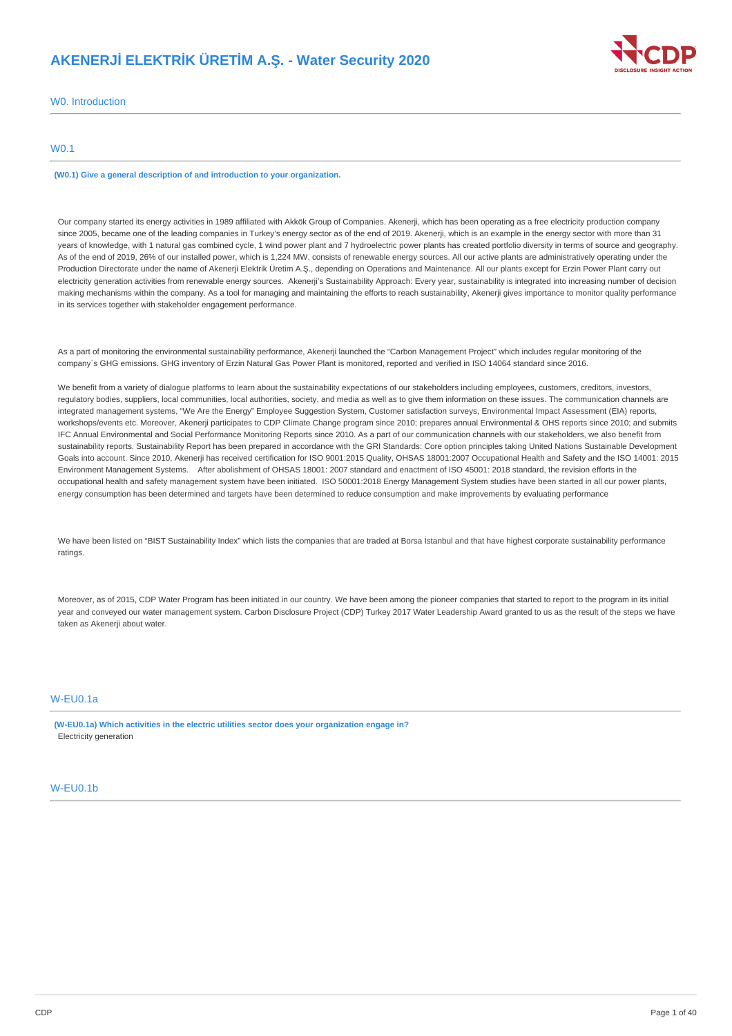# AKENERJİ ELEKTRİK ÜRETİM A.Ş. - Water Security 2020

## W0. Introduction

### W0.1

**(W0.1) Give a general description of and introduction to your organization.**

Our company started its energy activities in 1989 affiliated with Akkök Group of Companies. Akenerji, which has been operating as a free electricity production company since 2005, became one of the leading companies in Turkey's energy sector as of the end of 2019. Akenerji, which is an example in the energy sector with more than 31 years of knowledge, with 1 natural gas combined cycle, 1 wind power plant and 7 hydroelectric power plants has created portfolio diversity in terms of source and geography. As of the end of 2019, 26% of our installed power, which is 1,224 MW, consists of renewable energy sources. All our active plants are administratively operating under the Production Directorate under the name of Akenerji Elektrik Üretim A.Ş., depending on Operations and Maintenance. All our plants except for Erzin Power Plant carry out electricity generation activities from renewable energy sources. Akenerji's Sustainability Approach: Every year, sustainability is integrated into increasing number of decision making mechanisms within the company. As a tool for managing and maintaining the efforts to reach sustainability, Akenerji gives importance to monitor quality performance in its services together with stakeholder engagement performance.

As a part of monitoring the environmental sustainability performance, Akenerji launched the "Carbon Management Project" which includes regular monitoring of the company`s GHG emissions. GHG inventory of Erzin Natural Gas Power Plant is monitored, reported and verified in ISO 14064 standard since 2016.

We benefit from a variety of dialogue platforms to learn about the sustainability expectations of our stakeholders including employees, customers, creditors, investors, regulatory bodies, suppliers, local communities, local authorities, society, and media as well as to give them information on these issues. The communication channels are integrated management systems, "We Are the Energy" Employee Suggestion System, Customer satisfaction surveys, Environmental Impact Assessment (EIA) reports, workshops/events etc. Moreover, Akenerji participates to CDP Climate Change program since 2010; prepares annual Environmental & OHS reports since 2010; and submits IFC Annual Environmental and Social Performance Monitoring Reports since 2010. As a part of our communication channels with our stakeholders, we also benefit from sustainability reports. Sustainability Report has been prepared in accordance with the GRI Standards: Core option principles taking United Nations Sustainable Development Goals into account. Since 2010, Akenerji has received certification for ISO 9001:2015 Quality, OHSAS 18001:2007 Occupational Health and Safety and the ISO 14001: 2015 Environment Management Systems. After abolishment of OHSAS 18001: 2007 standard and enactment of ISO 45001: 2018 standard, the revision efforts in the occupational health and safety management system have been initiated. ISO 50001:2018 Energy Management System studies have been started in all our power plants, energy consumption has been determined and targets have been determined to reduce consumption and make improvements by evaluating performance

We have been listed on "BIST Sustainability Index" which lists the companies that are traded at Borsa İstanbul and that have highest corporate sustainability performance ratings.

Moreover, as of 2015, CDP Water Program has been initiated in our country. We have been among the pioneer companies that started to report to the program in its initial year and conveyed our water management system. Carbon Disclosure Project (CDP) Turkey 2017 Water Leadership Award granted to us as the result of the steps we have taken as Akenerji about water.

### W-EU0.1a

**(W-EU0.1a) Which activities in the electric utilities sector does your organization engage in?**

Electricity generation

### W-EU0.1b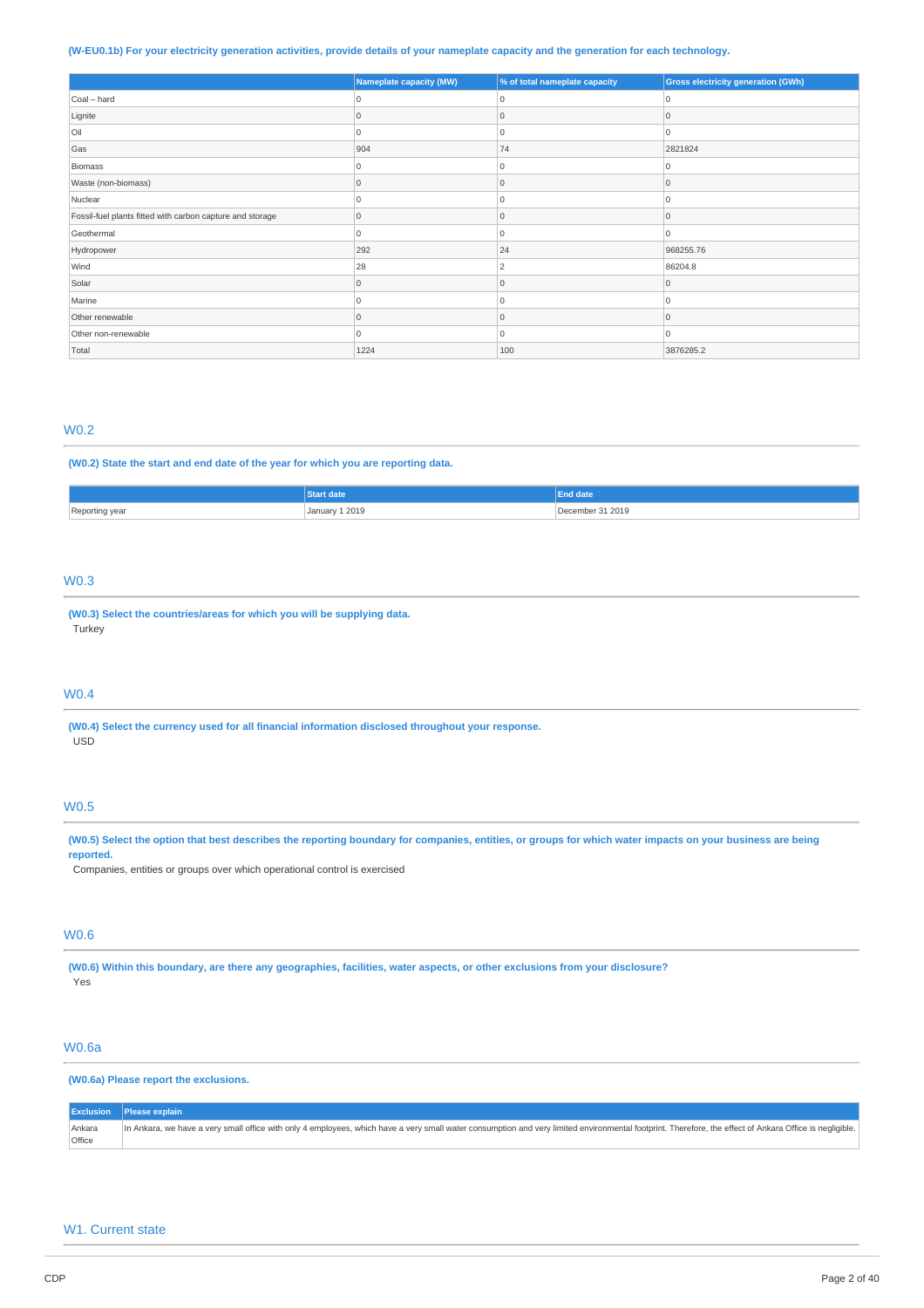**(W-EU0.1b) For your electricity generation activities, provide details of your nameplate capacity and the generation for each technology.**

| | Nameplate capacity (MW) | % of total nameplate capacity | Gross electricity generation (GWh) |
|---|---|---|---|
| Coal – hard | 0 | 0 | 0 |
| Lignite | 0 | 0 | 0 |
| Oil | 0 | 0 | 0 |
| Gas | 904 | 74 | 2821824 |
| Biomass | 0 | 0 | 0 |
| Waste (non-biomass) | 0 | 0 | 0 |
| Nuclear | 0 | 0 | 0 |
| Fossil-fuel plants fitted with carbon capture and storage | 0 | 0 | 0 |
| Geothermal | 0 | 0 | 0 |
| Hydropower | 292 | 24 | 968255.76 |
| Wind | 28 | 2 | 86204.8 |
| Solar | 0 | 0 | 0 |
| Marine | 0 | 0 | 0 |
| Other renewable | 0 | 0 | 0 |
| Other non-renewable | 0 | 0 | 0 |
| Total | 1224 | 100 | 3876285.2 |

## W0.2

**(W0.2) State the start and end date of the year for which you are reporting data.**

| | Start date | End date |
|---|---|---|
| Reporting year | January 1 2019 | December 31 2019 |

## W0.3

**(W0.3) Select the countries/areas for which you will be supplying data.**

Turkey

## W0.4

**(W0.4) Select the currency used for all financial information disclosed throughout your response.**

USD

## W0.5

**(W0.5) Select the option that best describes the reporting boundary for companies, entities, or groups for which water impacts on your business are being reported.**

Companies, entities or groups over which operational control is exercised

## W0.6

**(W0.6) Within this boundary, are there any geographies, facilities, water aspects, or other exclusions from your disclosure?**

Yes

## W0.6a

**(W0.6a) Please report the exclusions.**

| Exclusion | Please explain |
|---|---|
| Ankara Office | In Ankara, we have a very small office with only 4 employees, which have a very small water consumption and very limited environmental footprint. Therefore, the effect of Ankara Office is negligible. |

## W1. Current state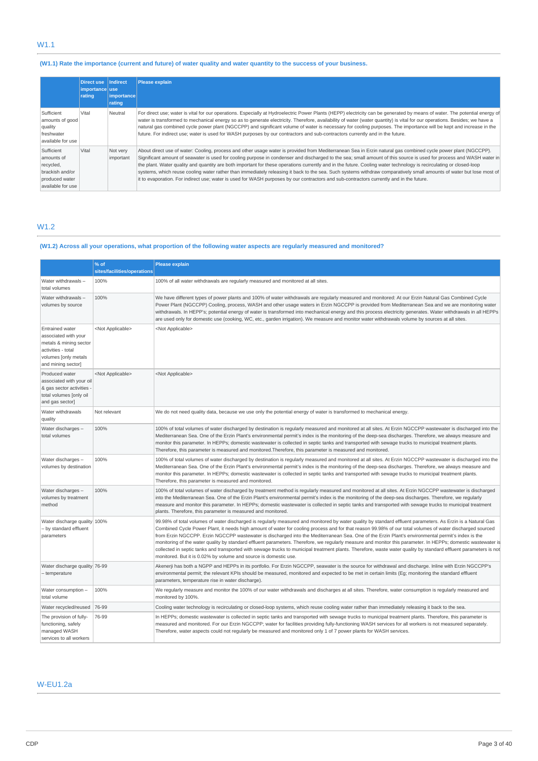## W1.1

### (W1.1) Rate the importance (current and future) of water quality and water quantity to the success of your business.

| | Direct use importance rating | Indirect use importance rating | Please explain |
|---|---|---|---|
| Sufficient amounts of good quality freshwater available for use | Vital | Neutral | For direct use; water is vital for our operations. Especially at Hydroelectric Power Plants (HEPP) electricity can be generated by means of water. The potential energy of water is transformed to mechanical energy so as to generate electricity. Therefore, availability of water (water quantity) is vital for our operations. Besides; we have a natural gas combined cycle power plant (NGCCPP) and significant volume of water is necessary for cooling purposes. The importance will be kept and increase in the future. For indirect use; water is used for WASH purposes by our contractors and sub-contractors currently and in the future. |
| Sufficient amounts of recycled, brackish and/or produced water available for use | Vital | Not very important | About direct use of water: Cooling, process and other usage water is provided from Mediterranean Sea in Erzin natural gas combined cycle power plant (NGCCPP). Significant amount of seawater is used for cooling purpose in condenser and discharged to the sea; small amount of this source is used for process and WASH water in the plant. Water quality and quantity are both important for these operations currently and in the future. Cooling water technology is recirculating or closed-loop systems, which reuse cooling water rather than immediately releasing it back to the sea. Such systems withdraw comparatively small amounts of water but lose most of it to evaporation. For indirect use; water is used for WASH purposes by our contractors and sub-contractors currently and in the future. |

## W1.2

### (W1.2) Across all your operations, what proportion of the following water aspects are regularly measured and monitored?

| | % of sites/facilities/operations | Please explain |
|---|---|---|
| Water withdrawals – total volumes | 100% | 100% of all water withdrawals are regularly measured and monitored at all sites. |
| Water withdrawals – volumes by source | 100% | We have different types of power plants and 100% of water withdrawals are regularly measured and monitored: At our Erzin Natural Gas Combined Cycle Power Plant (NGCCPP) Cooling, process, WASH and other usage waters in Erzin NGCCPP is provided from Mediterranean Sea and we are monitoring water withdrawals. In HEPP's; potential energy of water is transformed into mechanical energy and this process electricity generates. Water withdrawals in all HEPPs are used only for domestic use (cooking, WC, etc., garden irrigation). We measure and monitor water withdrawals volume by sources at all sites. |
| Entrained water associated with your metals & mining sector activities - total volumes [only metals and mining sector] | <Not Applicable> | <Not Applicable> |
| Produced water associated with your oil & gas sector activities - total volumes [only oil and gas sector] | <Not Applicable> | <Not Applicable> |
| Water withdrawals quality | Not relevant | We do not need quality data, because we use only the potential energy of water is transformed to mechanical energy. |
| Water discharges – total volumes | 100% | 100% of total volumes of water discharged by destination is regularly measured and monitored at all sites. At Erzin NGCCPP wastewater is discharged into the Mediterranean Sea. One of the Erzin Plant's environmental permit's index is the monitoring of the deep-sea discharges. Therefore, we always measure and monitor this parameter. In HEPPs; domestic wastewater is collected in septic tanks and transported with sewage trucks to municipal treatment plants. Therefore, this parameter is measured and monitored.Therefore, this parameter is measured and monitored. |
| Water discharges – volumes by destination | 100% | 100% of total volumes of water discharged by destination is regularly measured and monitored at all sites. At Erzin NGCCPP wastewater is discharged into the Mediterranean Sea. One of the Erzin Plant's environmental permit's index is the monitoring of the deep-sea discharges. Therefore, we always measure and monitor this parameter. In HEPPs; domestic wastewater is collected in septic tanks and transported with sewage trucks to municipal treatment plants. Therefore, this parameter is measured and monitored. |
| Water discharges – volumes by treatment method | 100% | 100% of total volumes of water discharged by treatment method is regularly measured and monitored at all sites. At Erzin NGCCPP wastewater is discharged into the Mediterranean Sea. One of the Erzin Plant's environmental permit's index is the monitoring of the deep-sea discharges. Therefore, we regularly measure and monitor this parameter. In HEPPs; domestic wastewater is collected in septic tanks and transported with sewage trucks to municipal treatment plants. Therefore, this parameter is measured and monitored. |
| Water discharge quality – by standard effluent parameters | 100% | 99.98% of total volumes of water discharged is regularly measured and monitored by water quality by standard effluent parameters. As Erzin is a Natural Gas Combined Cycle Power Plant, it needs high amount of water for cooling process and for that reason 99.98% of our total volumes of water discharged sourced from Erzin NGCCPP. Erzin NGCCPP wastewater is discharged into the Mediterranean Sea. One of the Erzin Plant's environmental permit's index is the monitoring of the water quality by standard effluent parameters. Therefore, we regularly measure and monitor this parameter. In HEPPs; domestic wastewater is collected in septic tanks and transported with sewage trucks to municipal treatment plants. Therefore, waste water quality by standard effluent parameters is not monitored. But it is 0.02% by volume and source is domestic use. |
| Water discharge quality – temperature | 76-99 | Akenerji has both a NGPP and HEPPs in its portfolio. For Erzin NGCCPP, seawater is the source for withdrawal and discharge. Inline with Erzin NGCCPP's environmental permit; the relevant KPIs should be measured, monitored and expected to be met in certain limits (Eg; monitoring the standard effluent parameters, temperature rise in water discharge). |
| Water consumption – total volume | 100% | We regularly measure and monitor the 100% of our water withdrawals and discharges at all sites. Therefore, water consumption is regularly measured and monitored by 100%. |
| Water recycled/reused | 76-99 | Cooling water technology is recirculating or closed-loop systems, which reuse cooling water rather than immediately releasing it back to the sea. |
| The provision of fully-functioning, safely managed WASH services to all workers | 76-99 | In HEPPs; domestic wastewater is collected in septic tanks and transported with sewage trucks to municipal treatment plants. Therefore, this parameter is measured and monitored. For our Erzin NGCCPP; water for facilities providing fully-functioning WASH services for all workers is not measured separately. Therefore, water aspects could not regularly be measured and monitored only 1 of 7 power plants for WASH services. |

## W-EU1.2a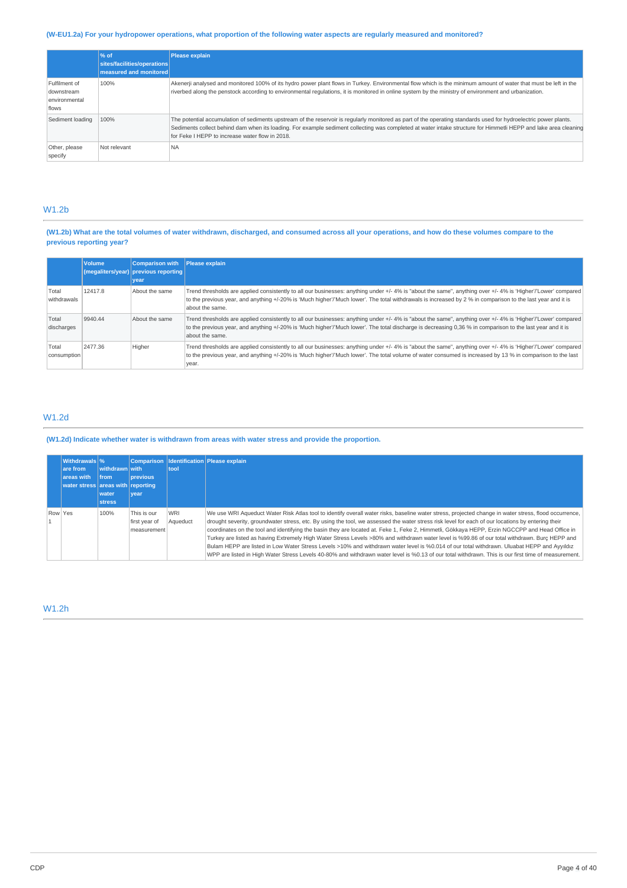(W-EU1.2a) For your hydropower operations, what proportion of the following water aspects are regularly measured and monitored?

| | % of sites/facilities/operations measured and monitored | Please explain |
|---|---|---|
| Fulfilment of downstream environmental flows | 100% | Akenerji analysed and monitored 100% of its hydro power plant flows in Turkey. Environmental flow which is the minimum amount of water that must be left in the riverbed along the penstock according to environmental regulations, it is monitored in online system by the ministry of environment and urbanization. |
| Sediment loading | 100% | The potential accumulation of sediments upstream of the reservoir is regularly monitored as part of the operating standards used for hydroelectric power plants. Sediments collect behind dam when its loading. For example sediment collecting was completed at water intake structure for Himmetli HEPP and lake area cleaning for Feke I HEPP to increase water flow in 2018. |
| Other, please specify | Not relevant | NA |

## W1.2b

(W1.2b) What are the total volumes of water withdrawn, discharged, and consumed across all your operations, and how do these volumes compare to the previous reporting year?

| | Volume (megaliters/year) | Comparison with previous reporting year | Please explain |
|---|---|---|---|
| Total withdrawals | 12417.8 | About the same | Trend thresholds are applied consistently to all our businesses: anything under +/- 4% is "about the same", anything over +/- 4% is 'Higher'/'Lower' compared to the previous year, and anything +/-20% is 'Much higher'/'Much lower'. The total withdrawals is increased by 2 % in comparison to the last year and it is about the same. |
| Total discharges | 9940.44 | About the same | Trend thresholds are applied consistently to all our businesses: anything under +/- 4% is "about the same", anything over +/- 4% is 'Higher'/'Lower' compared to the previous year, and anything +/-20% is 'Much higher'/'Much lower'. The total discharge is decreasing 0,36 % in comparison to the last year and it is about the same. |
| Total consumption | 2477.36 | Higher | Trend thresholds are applied consistently to all our businesses: anything under +/- 4% is "about the same", anything over +/- 4% is 'Higher'/'Lower' compared to the previous year, and anything +/-20% is 'Much higher'/'Much lower'. The total volume of water consumed is increased by 13 % in comparison to the last year. |

## W1.2d

(W1.2d) Indicate whether water is withdrawn from areas with water stress and provide the proportion.

| | Withdrawals are from areas with water stress | % withdrawn from areas with water stress | Comparison with previous reporting year | Identification tool | Please explain |
|---|---|---|---|---|---|
| Row 1 | Yes | 100% | This is our first year of measurement | WRI Aqueduct | We use WRI Aqueduct Water Risk Atlas tool to identify overall water risks, baseline water stress, projected change in water stress, flood occurrence, drought severity, groundwater stress, etc. By using the tool, we assessed the water stress risk level for each of our locations by entering their coordinates on the tool and identifying the basin they are located at. Feke 1, Feke 2, Himmetli, Gökkaya HEPP, Erzin NGCCPP and Head Office in Turkey are listed as having Extremely High Water Stress Levels >80% and withdrawn water level is %99.86 of our total withdrawn. Burç HEPP and Bulam HEPP are listed in Low Water Stress Levels >10% and withdrawn water level is %0.014 of our total withdrawn. Uluabat HEPP and Ayyıldız WPP are listed in High Water Stress Levels 40-80% and withdrawn water level is %0.13 of our total withdrawn. This is our first time of measurement. |

## W1.2h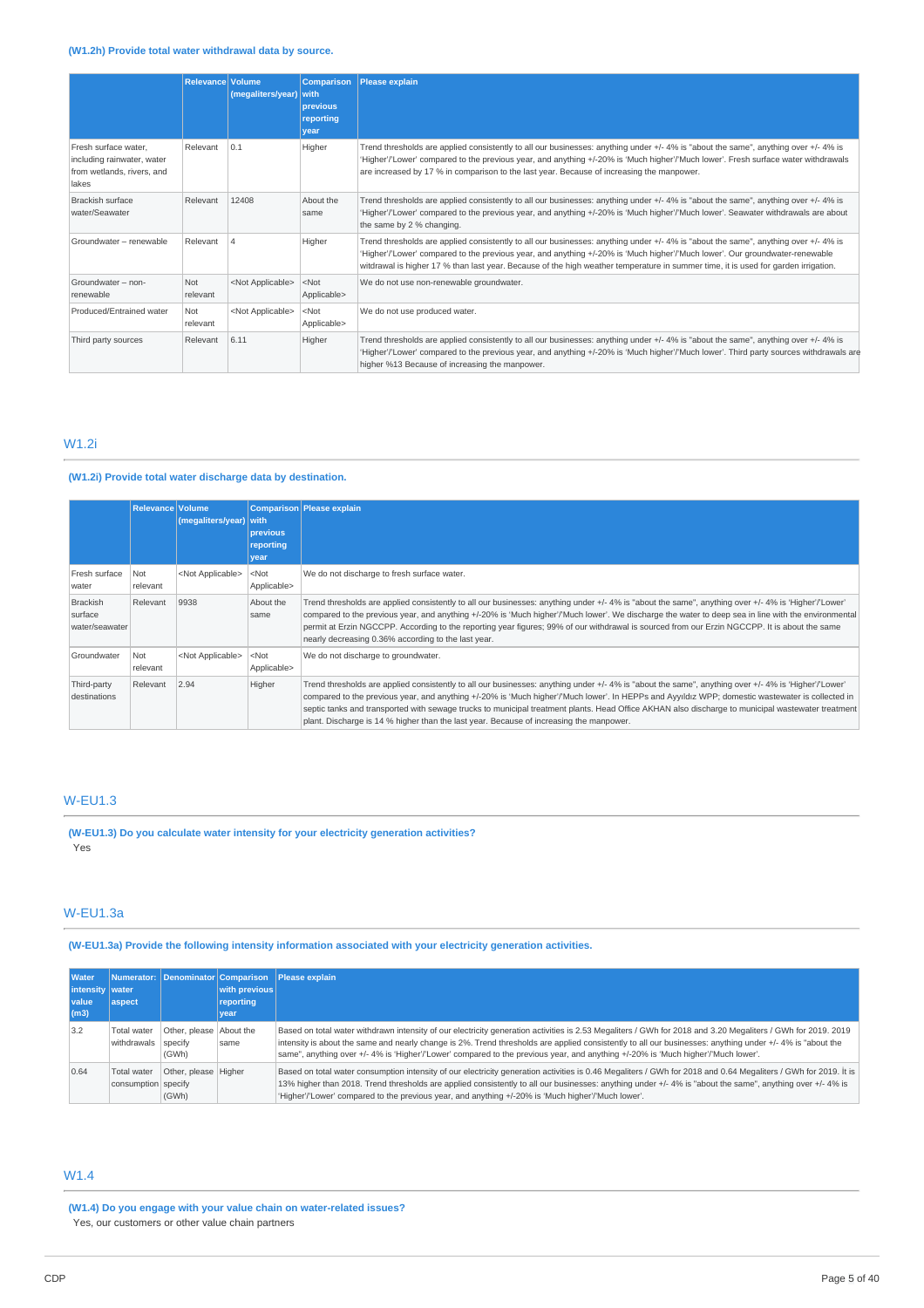**(W1.2h) Provide total water withdrawal data by source.**

| | Relevance | Volume (megaliters/year) | Comparison with previous reporting year | Please explain |
|---|---|---|---|---|
| Fresh surface water, including rainwater, water from wetlands, rivers, and lakes | Relevant | 0.1 | Higher | Trend thresholds are applied consistently to all our businesses: anything under +/- 4% is "about the same", anything over +/- 4% is 'Higher'/'Lower' compared to the previous year, and anything +/-20% is 'Much higher'/'Much lower'. Fresh surface water withdrawals are increased by 17 % in comparison to the last year. Because of increasing the manpower. |
| Brackish surface water/Seawater | Relevant | 12408 | About the same | Trend thresholds are applied consistently to all our businesses: anything under +/- 4% is "about the same", anything over +/- 4% is 'Higher'/'Lower' compared to the previous year, and anything +/-20% is 'Much higher'/'Much lower'. Seawater withdrawals are about the same by 2 % changing. |
| Groundwater – renewable | Relevant | 4 | Higher | Trend thresholds are applied consistently to all our businesses: anything under +/- 4% is "about the same", anything over +/- 4% is 'Higher'/'Lower' compared to the previous year, and anything +/-20% is 'Much higher'/'Much lower'. Our groundwater-renewable witdrawal is higher 17 % than last year. Because of the high weather temperature in summer time, it is used for garden irrigation. |
| Groundwater – non-renewable | Not relevant | <Not Applicable> | <Not Applicable> | We do not use non-renewable groundwater. |
| Produced/Entrained water | Not relevant | <Not Applicable> | <Not Applicable> | We do not use produced water. |
| Third party sources | Relevant | 6.11 | Higher | Trend thresholds are applied consistently to all our businesses: anything under +/- 4% is "about the same", anything over +/- 4% is 'Higher'/'Lower' compared to the previous year, and anything +/-20% is 'Much higher'/'Much lower'. Third party sources withdrawals are higher %13 Because of increasing the manpower. |

## W1.2i

**(W1.2i) Provide total water discharge data by destination.**

| | Relevance | Volume (megaliters/year) | Comparison with previous reporting year | Please explain |
|---|---|---|---|---|
| Fresh surface water | Not relevant | <Not Applicable> | <Not Applicable> | We do not discharge to fresh surface water. |
| Brackish surface water/seawater | Relevant | 9938 | About the same | Trend thresholds are applied consistently to all our businesses: anything under +/- 4% is "about the same", anything over +/- 4% is 'Higher'/'Lower' compared to the previous year, and anything +/-20% is 'Much higher'/'Much lower'. We discharge the water to deep sea in line with the environmental permit at Erzin NGCCPP. According to the reporting year figures; 99% of our withdrawal is sourced from our Erzin NGCCPP. It is about the same nearly decreasing 0.36% according to the last year. |
| Groundwater | Not relevant | <Not Applicable> | <Not Applicable> | We do not discharge to groundwater. |
| Third-party destinations | Relevant | 2.94 | Higher | Trend thresholds are applied consistently to all our businesses: anything under +/- 4% is "about the same", anything over +/- 4% is 'Higher'/'Lower' compared to the previous year, and anything +/-20% is 'Much higher'/'Much lower'. In HEPPs and Ayyıldız WPP; domestic wastewater is collected in septic tanks and transported with sewage trucks to municipal treatment plants. Head Office AKHAN also discharge to municipal wastewater treatment plant. Discharge is 14 % higher than the last year. Because of increasing the manpower. |

## W-EU1.3

**(W-EU1.3) Do you calculate water intensity for your electricity generation activities?**

Yes

## W-EU1.3a

**(W-EU1.3a) Provide the following intensity information associated with your electricity generation activities.**

| Water intensity value (m3) | Numerator: water aspect | Denominator | Comparison with previous reporting year | Please explain |
|---|---|---|---|---|
| 3.2 | Total water withdrawals | Other, please specify (GWh) | About the same | Based on total water withdrawn intensity of our electricity generation activities is 2.53 Megaliters / GWh for 2018 and 3.20 Megaliters / GWh for 2019. 2019 intensity is about the same and nearly change is 2%. Trend thresholds are applied consistently to all our businesses: anything under +/- 4% is "about the same", anything over +/- 4% is 'Higher'/'Lower' compared to the previous year, and anything +/-20% is 'Much higher'/'Much lower'. |
| 0.64 | Total water consumption | Other, please specify (GWh) | Higher | Based on total water consumption intensity of our electricity generation activities is 0.46 Megaliters / GWh for 2018 and 0.64 Megaliters / GWh for 2019. It is 13% higher than 2018. Trend thresholds are applied consistently to all our businesses: anything under +/- 4% is "about the same", anything over +/- 4% is 'Higher'/'Lower' compared to the previous year, and anything +/-20% is 'Much higher'/'Much lower'. |

## W1.4

**(W1.4) Do you engage with your value chain on water-related issues?**

Yes, our customers or other value chain partners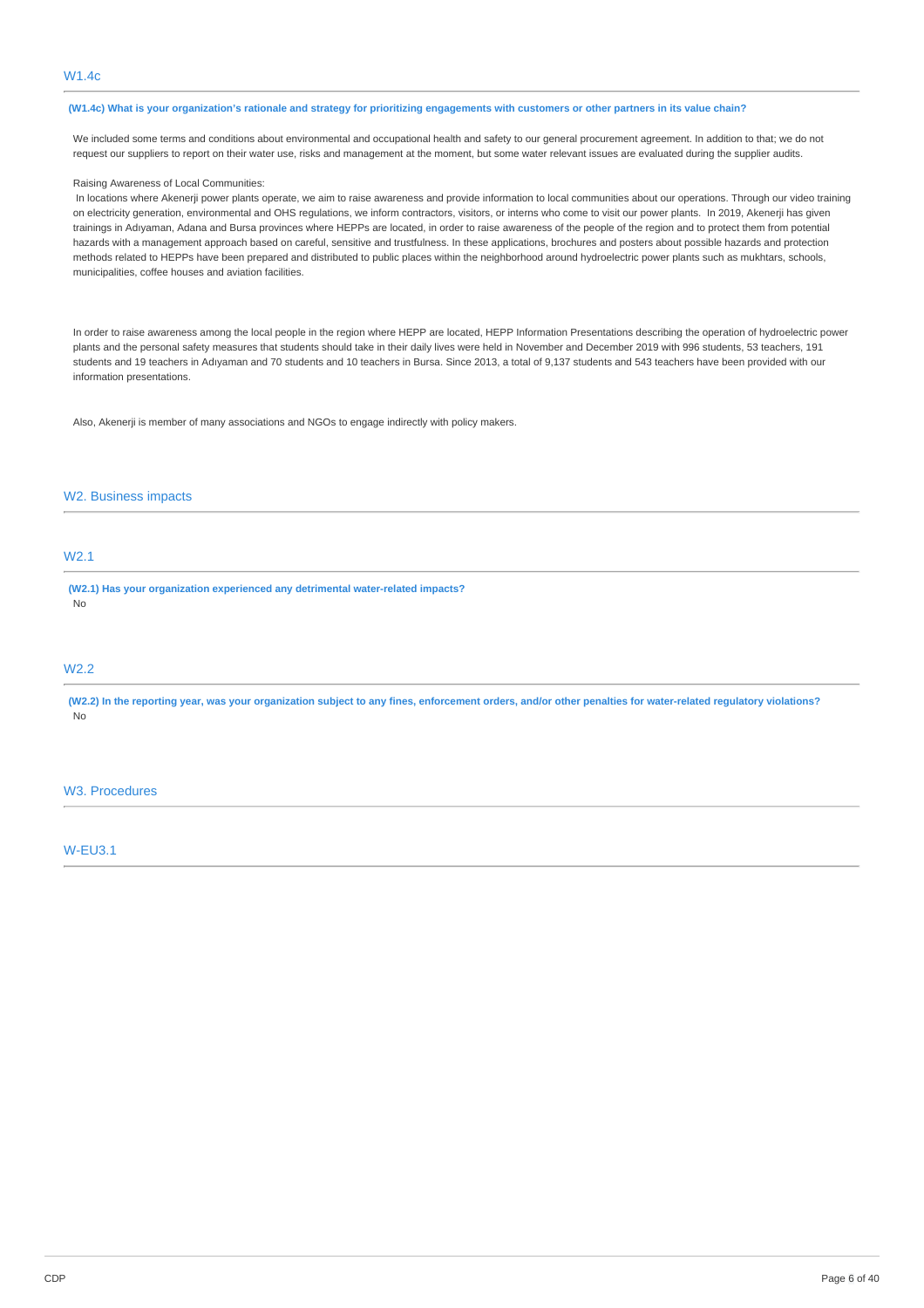## W1.4c

**(W1.4c) What is your organization's rationale and strategy for prioritizing engagements with customers or other partners in its value chain?**

We included some terms and conditions about environmental and occupational health and safety to our general procurement agreement. In addition to that; we do not request our suppliers to report on their water use, risks and management at the moment, but some water relevant issues are evaluated during the supplier audits.

Raising Awareness of Local Communities:

In locations where Akenerji power plants operate, we aim to raise awareness and provide information to local communities about our operations. Through our video training on electricity generation, environmental and OHS regulations, we inform contractors, visitors, or interns who come to visit our power plants. In 2019, Akenerji has given trainings in Adıyaman, Adana and Bursa provinces where HEPPs are located, in order to raise awareness of the people of the region and to protect them from potential hazards with a management approach based on careful, sensitive and trustfulness. In these applications, brochures and posters about possible hazards and protection methods related to HEPPs have been prepared and distributed to public places within the neighborhood around hydroelectric power plants such as mukhtars, schools, municipalities, coffee houses and aviation facilities.

In order to raise awareness among the local people in the region where HEPP are located, HEPP Information Presentations describing the operation of hydroelectric power plants and the personal safety measures that students should take in their daily lives were held in November and December 2019 with 996 students, 53 teachers, 191 students and 19 teachers in Adıyaman and 70 students and 10 teachers in Bursa. Since 2013, a total of 9,137 students and 543 teachers have been provided with our information presentations.

Also, Akenerji is member of many associations and NGOs to engage indirectly with policy makers.

# W2. Business impacts

## W2.1

**(W2.1) Has your organization experienced any detrimental water-related impacts?**

No

## W2.2

**(W2.2) In the reporting year, was your organization subject to any fines, enforcement orders, and/or other penalties for water-related regulatory violations?**

No

# W3. Procedures

## W-EU3.1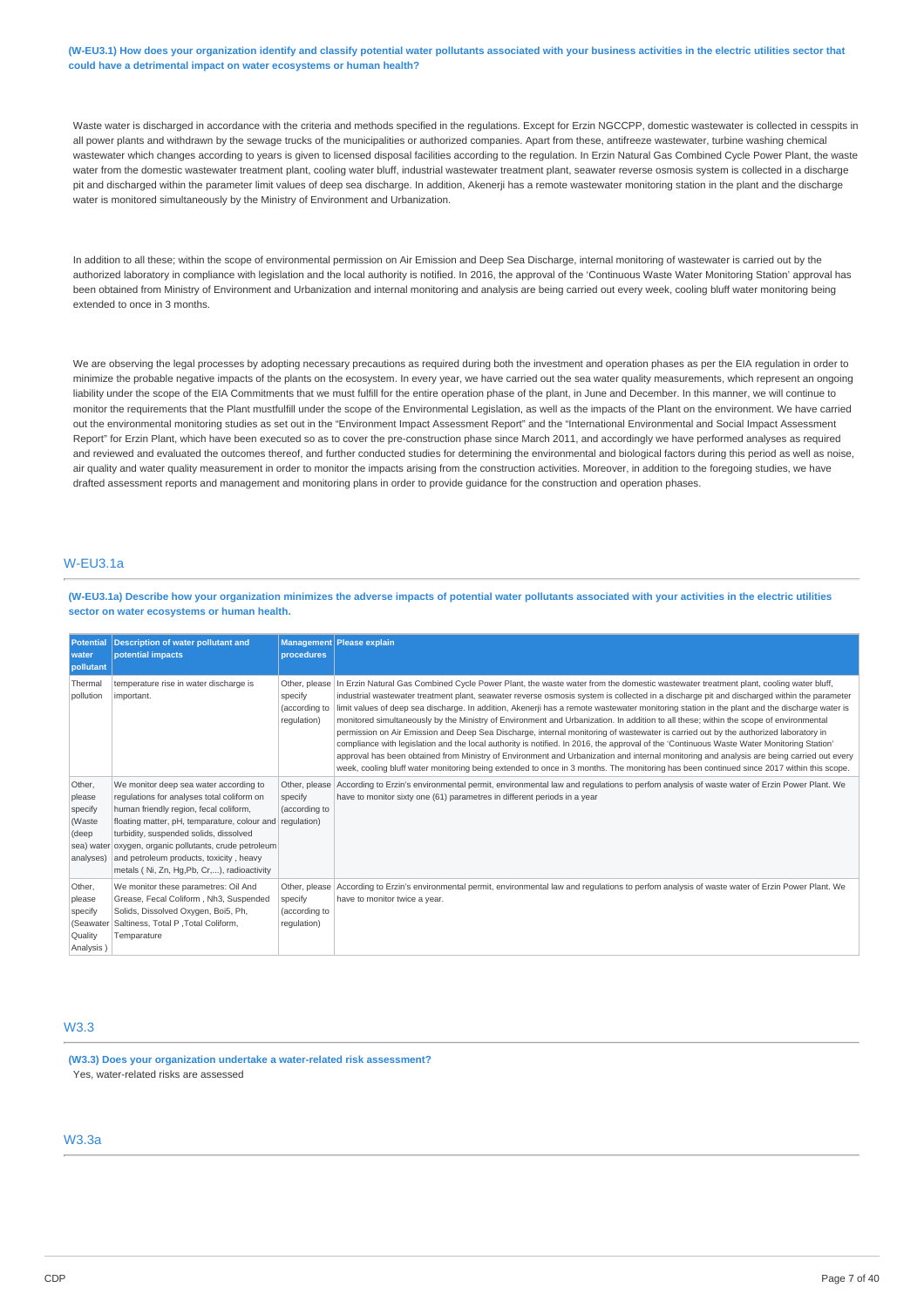**(W-EU3.1) How does your organization identify and classify potential water pollutants associated with your business activities in the electric utilities sector that could have a detrimental impact on water ecosystems or human health?**

Waste water is discharged in accordance with the criteria and methods specified in the regulations. Except for Erzin NGCCPP, domestic wastewater is collected in cesspits in all power plants and withdrawn by the sewage trucks of the municipalities or authorized companies. Apart from these, antifreeze wastewater, turbine washing chemical wastewater which changes according to years is given to licensed disposal facilities according to the regulation. In Erzin Natural Gas Combined Cycle Power Plant, the waste water from the domestic wastewater treatment plant, cooling water bluff, industrial wastewater treatment plant, seawater reverse osmosis system is collected in a discharge pit and discharged within the parameter limit values of deep sea discharge. In addition, Akenerji has a remote wastewater monitoring station in the plant and the discharge water is monitored simultaneously by the Ministry of Environment and Urbanization.

In addition to all these; within the scope of environmental permission on Air Emission and Deep Sea Discharge, internal monitoring of wastewater is carried out by the authorized laboratory in compliance with legislation and the local authority is notified. In 2016, the approval of the 'Continuous Waste Water Monitoring Station' approval has been obtained from Ministry of Environment and Urbanization and internal monitoring and analysis are being carried out every week, cooling bluff water monitoring being extended to once in 3 months.

We are observing the legal processes by adopting necessary precautions as required during both the investment and operation phases as per the EIA regulation in order to minimize the probable negative impacts of the plants on the ecosystem. In every year, we have carried out the sea water quality measurements, which represent an ongoing liability under the scope of the EIA Commitments that we must fulfill for the entire operation phase of the plant, in June and December. In this manner, we will continue to monitor the requirements that the Plant mustfulfill under the scope of the Environmental Legislation, as well as the impacts of the Plant on the environment. We have carried out the environmental monitoring studies as set out in the "Environment Impact Assessment Report" and the "International Environmental and Social Impact Assessment Report" for Erzin Plant, which have been executed so as to cover the pre-construction phase since March 2011, and accordingly we have performed analyses as required and reviewed and evaluated the outcomes thereof, and further conducted studies for determining the environmental and biological factors during this period as well as noise, air quality and water quality measurement in order to monitor the impacts arising from the construction activities. Moreover, in addition to the foregoing studies, we have drafted assessment reports and management and monitoring plans in order to provide guidance for the construction and operation phases.

## W-EU3.1a

**(W-EU3.1a) Describe how your organization minimizes the adverse impacts of potential water pollutants associated with your activities in the electric utilities sector on water ecosystems or human health.**

| Potential water pollutant | Description of water pollutant and potential impacts | Management procedures | Please explain |
|---|---|---|---|
| Thermal pollution | temperature rise in water discharge is important. | Other, please specify (according to regulation) | In Erzin Natural Gas Combined Cycle Power Plant, the waste water from the domestic wastewater treatment plant, cooling water bluff, industrial wastewater treatment plant, seawater reverse osmosis system is collected in a discharge pit and discharged within the parameter limit values of deep sea discharge. In addition, Akenerji has a remote wastewater monitoring station in the plant and the discharge water is monitored simultaneously by the Ministry of Environment and Urbanization. In addition to all these; within the scope of environmental permission on Air Emission and Deep Sea Discharge, internal monitoring of wastewater is carried out by the authorized laboratory in compliance with legislation and the local authority is notified. In 2016, the approval of the 'Continuous Waste Water Monitoring Station' approval has been obtained from Ministry of Environment and Urbanization and internal monitoring and analysis are being carried out every week, cooling bluff water monitoring being extended to once in 3 months. The monitoring has been continued since 2017 within this scope. |
| Other, please specify (Waste (deep sea) water analyses) | We monitor deep sea water according to regulations for analyses total coliform on human friendly region, fecal coliform, floating matter, pH, temparature, colour and turbidity, suspended solids, dissolved oxygen, organic pollutants, crude petroleum and petroleum products, toxicity , heavy metals ( Ni, Zn, Hg,Pb, Cr,...), radioactivity | Other, please specify (according to regulation) | According to Erzin's environmental permit, environmental law and regulations to perfom analysis of waste water of Erzin Power Plant. We have to monitor sixty one (61) parametres in different periods in a year |
| Other, please specify (Seawater Quality Analysis ) | We monitor these parametres: Oil And Grease, Fecal Coliform , Nh3, Suspended Solids, Dissolved Oxygen, Boi5, Ph, Saltiness, Total P ,Total Coliform, Temparature | Other, please specify (according to regulation) | According to Erzin's environmental permit, environmental law and regulations to perfom analysis of waste water of Erzin Power Plant. We have to monitor twice a year. |

## W3.3

**(W3.3) Does your organization undertake a water-related risk assessment?**

Yes, water-related risks are assessed

## W3.3a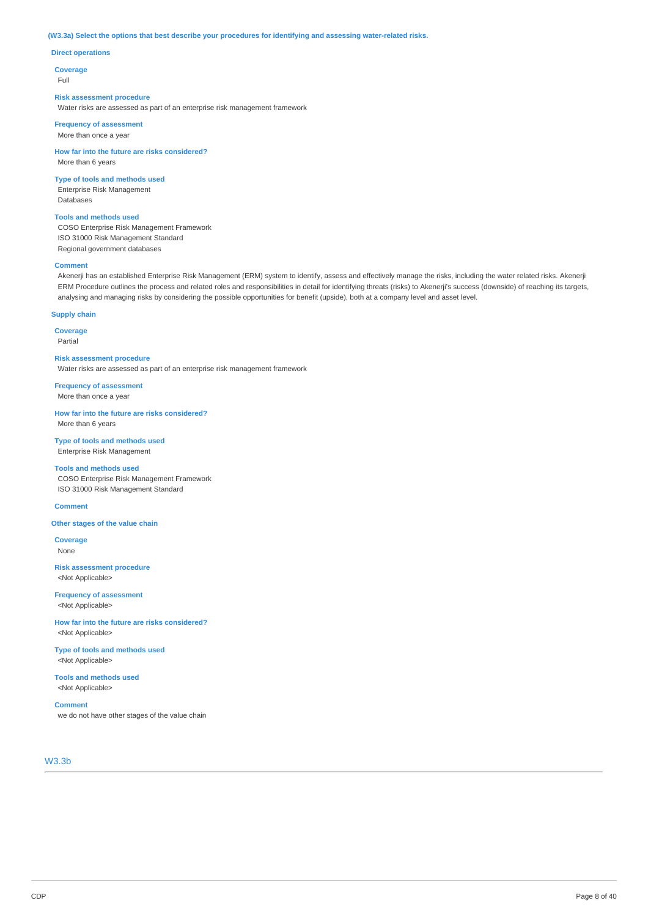**(W3.3a) Select the options that best describe your procedures for identifying and assessing water-related risks.**

**Direct operations**

**Coverage**
Full

**Risk assessment procedure**
Water risks are assessed as part of an enterprise risk management framework

**Frequency of assessment**
More than once a year

**How far into the future are risks considered?**
More than 6 years

**Type of tools and methods used**
Enterprise Risk Management
Databases

**Tools and methods used**
COSO Enterprise Risk Management Framework
ISO 31000 Risk Management Standard
Regional government databases

**Comment**
Akenerji has an established Enterprise Risk Management (ERM) system to identify, assess and effectively manage the risks, including the water related risks. Akenerji ERM Procedure outlines the process and related roles and responsibilities in detail for identifying threats (risks) to Akenerji's success (downside) of reaching its targets, analysing and managing risks by considering the possible opportunities for benefit (upside), both at a company level and asset level.

**Supply chain**

**Coverage**
Partial

**Risk assessment procedure**
Water risks are assessed as part of an enterprise risk management framework

**Frequency of assessment**
More than once a year

**How far into the future are risks considered?**
More than 6 years

**Type of tools and methods used**
Enterprise Risk Management

**Tools and methods used**
COSO Enterprise Risk Management Framework
ISO 31000 Risk Management Standard

**Comment**

**Other stages of the value chain**

**Coverage**
None

**Risk assessment procedure**
<Not Applicable>

**Frequency of assessment**
<Not Applicable>

**How far into the future are risks considered?**
<Not Applicable>

**Type of tools and methods used**
<Not Applicable>

**Tools and methods used**
<Not Applicable>

**Comment**
we do not have other stages of the value chain

## W3.3b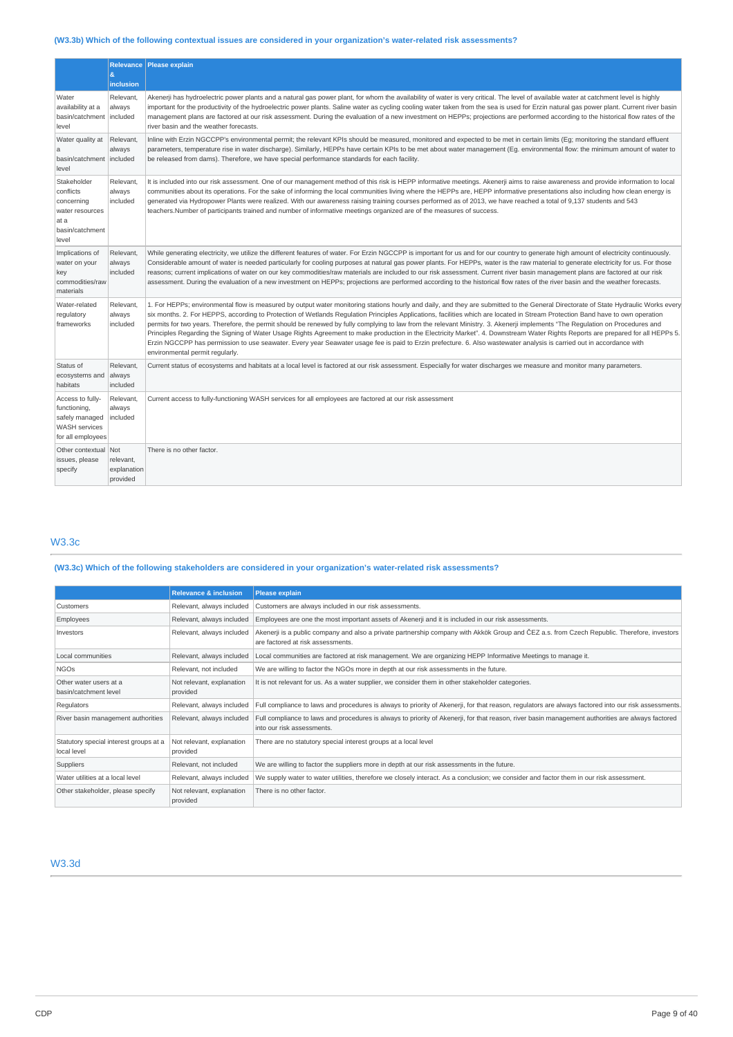### (W3.3b) Which of the following contextual issues are considered in your organization's water-related risk assessments?

| | Relevance & inclusion | Please explain |
|---|---|---|
| Water availability at a basin/catchment level | Relevant, always included | Akenerji has hydroelectric power plants and a natural gas power plant, for whom the availability of water is very critical. The level of available water at catchment level is highly important for the productivity of the hydroelectric power plants. Saline water as cycling cooling water taken from the sea is used for Erzin natural gas power plant. Current river basin management plans are factored at our risk assessment. During the evaluation of a new investment on HEPPs; projections are performed according to the historical flow rates of the river basin and the weather forecasts. |
| Water quality at a basin/catchment level | Relevant, always included | Inline with Erzin NGCCPP's environmental permit; the relevant KPIs should be measured, monitored and expected to be met in certain limits (Eg; monitoring the standard effluent parameters, temperature rise in water discharge). Similarly, HEPPs have certain KPIs to be met about water management (Eg. environmental flow: the minimum amount of water to be released from dams). Therefore, we have special performance standards for each facility. |
| Stakeholder conflicts concerning water resources at a basin/catchment level | Relevant, always included | It is included into our risk assessment. One of our management method of this risk is HEPP informative meetings. Akenerji aims to raise awareness and provide information to local communities about its operations. For the sake of informing the local communities living where the HEPPs are, HEPP informative presentations also including how clean energy is generated via Hydropower Plants were realized. With our awareness raising training courses performed as of 2013, we have reached a total of 9,137 students and 543 teachers.Number of participants trained and number of informative meetings organized are of the measures of success. |
| Implications of water on your key commodities/raw materials | Relevant, always included | While generating electricity, we utilize the different features of water. For Erzin NGCCPP is important for us and for our country to generate high amount of electricity continuously. Considerable amount of water is needed particularly for cooling purposes at natural gas power plants. For HEPPs, water is the raw material to generate electricity for us. For those reasons; current implications of water on our key commodities/raw materials are included to our risk assessment. Current river basin management plans are factored at our risk assessment. During the evaluation of a new investment on HEPPs; projections are performed according to the historical flow rates of the river basin and the weather forecasts. |
| Water-related regulatory frameworks | Relevant, always included | 1. For HEPPs; environmental flow is measured by output water monitoring stations hourly and daily, and they are submitted to the General Directorate of State Hydraulic Works every six months. 2. For HEPPS, according to Protection of Wetlands Regulation Principles Applications, facilities which are located in Stream Protection Band have to own operation permits for two years. Therefore, the permit should be renewed by fully complying to law from the relevant Ministry. 3. Akenerji implements "The Regulation on Procedures and Principles Regarding the Signing of Water Usage Rights Agreement to make production in the Electricity Market". 4. Downstream Water Rights Reports are prepared for all HEPPs 5. Erzin NGCCPP has permission to use seawater. Every year Seawater usage fee is paid to Erzin prefecture. 6. Also wastewater analysis is carried out in accordance with environmental permit regularly. |
| Status of ecosystems and habitats | Relevant, always included | Current status of ecosystems and habitats at a local level is factored at our risk assessment. Especially for water discharges we measure and monitor many parameters. |
| Access to fully-functioning, safely managed WASH services for all employees | Relevant, always included | Current access to fully-functioning WASH services for all employees are factored at our risk assessment |
| Other contextual issues, please specify | Not relevant, explanation provided | There is no other factor. |

## W3.3c

### (W3.3c) Which of the following stakeholders are considered in your organization's water-related risk assessments?

| | Relevance & inclusion | Please explain |
|---|---|---|
| Customers | Relevant, always included | Customers are always included in our risk assessments. |
| Employees | Relevant, always included | Employees are one the most important assets of Akenerji and it is included in our risk assessments. |
| Investors | Relevant, always included | Akenerji is a public company and also a private partnership company with Akkök Group and ČEZ a.s. from Czech Republic. Therefore, investors are factored at risk assessments. |
| Local communities | Relevant, always included | Local communities are factored at risk management. We are organizing HEPP Informative Meetings to manage it. |
| NGOs | Relevant, not included | We are willing to factor the NGOs more in depth at our risk assessments in the future. |
| Other water users at a basin/catchment level | Not relevant, explanation provided | It is not relevant for us. As a water supplier, we consider them in other stakeholder categories. |
| Regulators | Relevant, always included | Full compliance to laws and procedures is always to priority of Akenerji, for that reason, regulators are always factored into our risk assessments. |
| River basin management authorities | Relevant, always included | Full compliance to laws and procedures is always to priority of Akenerji, for that reason, river basin management authorities are always factored into our risk assessments. |
| Statutory special interest groups at a local level | Not relevant, explanation provided | There are no statutory special interest groups at a local level |
| Suppliers | Relevant, not included | We are willing to factor the suppliers more in depth at our risk assessments in the future. |
| Water utilities at a local level | Relevant, always included | We supply water to water utilities, therefore we closely interact. As a conclusion; we consider and factor them in our risk assessment. |
| Other stakeholder, please specify | Not relevant, explanation provided | There is no other factor. |

## W3.3d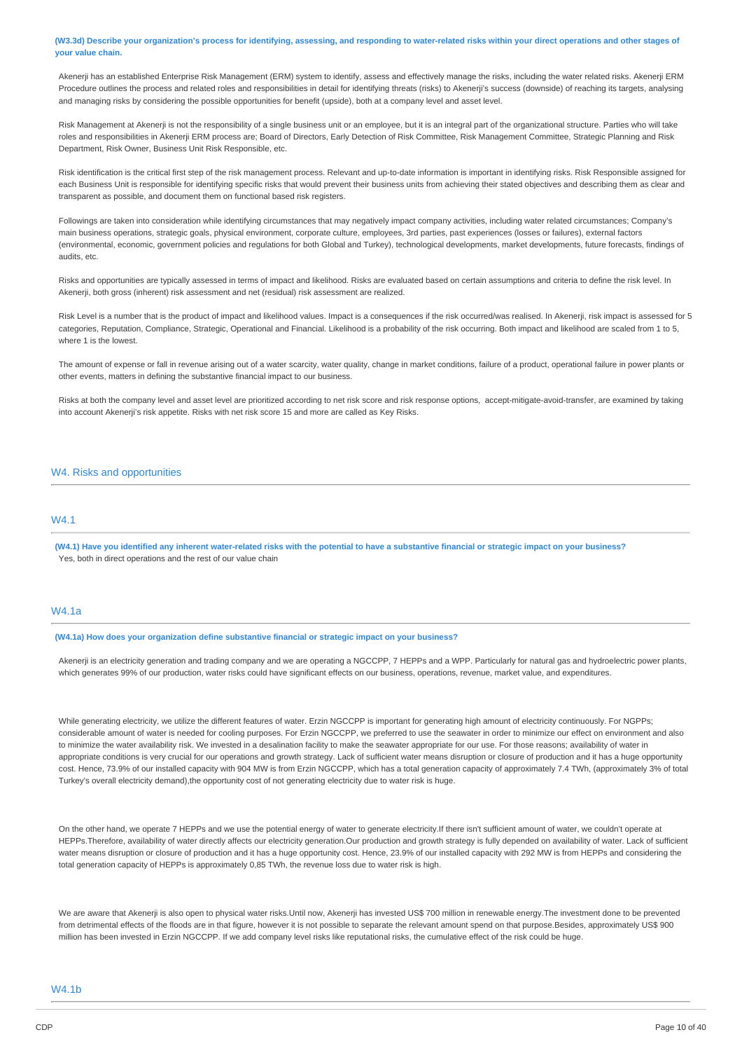**(W3.3d) Describe your organization's process for identifying, assessing, and responding to water-related risks within your direct operations and other stages of your value chain.**

Akenerji has an established Enterprise Risk Management (ERM) system to identify, assess and effectively manage the risks, including the water related risks. Akenerji ERM Procedure outlines the process and related roles and responsibilities in detail for identifying threats (risks) to Akenerji's success (downside) of reaching its targets, analysing and managing risks by considering the possible opportunities for benefit (upside), both at a company level and asset level.

Risk Management at Akenerji is not the responsibility of a single business unit or an employee, but it is an integral part of the organizational structure. Parties who will take roles and responsibilities in Akenerji ERM process are; Board of Directors, Early Detection of Risk Committee, Risk Management Committee, Strategic Planning and Risk Department, Risk Owner, Business Unit Risk Responsible, etc.

Risk identification is the critical first step of the risk management process. Relevant and up-to-date information is important in identifying risks. Risk Responsible assigned for each Business Unit is responsible for identifying specific risks that would prevent their business units from achieving their stated objectives and describing them as clear and transparent as possible, and document them on functional based risk registers.

Followings are taken into consideration while identifying circumstances that may negatively impact company activities, including water related circumstances; Company's main business operations, strategic goals, physical environment, corporate culture, employees, 3rd parties, past experiences (losses or failures), external factors (environmental, economic, government policies and regulations for both Global and Turkey), technological developments, market developments, future forecasts, findings of audits, etc.

Risks and opportunities are typically assessed in terms of impact and likelihood. Risks are evaluated based on certain assumptions and criteria to define the risk level. In Akenerji, both gross (inherent) risk assessment and net (residual) risk assessment are realized.

Risk Level is a number that is the product of impact and likelihood values. Impact is a consequences if the risk occurred/was realised. In Akenerji, risk impact is assessed for 5 categories, Reputation, Compliance, Strategic, Operational and Financial. Likelihood is a probability of the risk occurring. Both impact and likelihood are scaled from 1 to 5, where 1 is the lowest.

The amount of expense or fall in revenue arising out of a water scarcity, water quality, change in market conditions, failure of a product, operational failure in power plants or other events, matters in defining the substantive financial impact to our business.

Risks at both the company level and asset level are prioritized according to net risk score and risk response options, accept-mitigate-avoid-transfer, are examined by taking into account Akenerji's risk appetite. Risks with net risk score 15 and more are called as Key Risks.

## W4. Risks and opportunities

### W4.1

**(W4.1) Have you identified any inherent water-related risks with the potential to have a substantive financial or strategic impact on your business?**

Yes, both in direct operations and the rest of our value chain

### W4.1a

**(W4.1a) How does your organization define substantive financial or strategic impact on your business?**

Akenerji is an electricity generation and trading company and we are operating a NGCCPP, 7 HEPPs and a WPP. Particularly for natural gas and hydroelectric power plants, which generates 99% of our production, water risks could have significant effects on our business, operations, revenue, market value, and expenditures.

While generating electricity, we utilize the different features of water. Erzin NGCCPP is important for generating high amount of electricity continuously. For NGPPs; considerable amount of water is needed for cooling purposes. For Erzin NGCCPP, we preferred to use the seawater in order to minimize our effect on environment and also to minimize the water availability risk. We invested in a desalination facility to make the seawater appropriate for our use. For those reasons; availability of water in appropriate conditions is very crucial for our operations and growth strategy. Lack of sufficient water means disruption or closure of production and it has a huge opportunity cost. Hence, 73.9% of our installed capacity with 904 MW is from Erzin NGCCPP, which has a total generation capacity of approximately 7.4 TWh, (approximately 3% of total Turkey's overall electricity demand),the opportunity cost of not generating electricity due to water risk is huge.

On the other hand, we operate 7 HEPPs and we use the potential energy of water to generate electricity.If there isn't sufficient amount of water, we couldn't operate at HEPPs.Therefore, availability of water directly affects our electricity generation.Our production and growth strategy is fully depended on availability of water. Lack of sufficient water means disruption or closure of production and it has a huge opportunity cost. Hence, 23.9% of our installed capacity with 292 MW is from HEPPs and considering the total generation capacity of HEPPs is approximately 0,85 TWh, the revenue loss due to water risk is high.

We are aware that Akenerji is also open to physical water risks.Until now, Akenerji has invested US$ 700 million in renewable energy.The investment done to be prevented from detrimental effects of the floods are in that figure, however it is not possible to separate the relevant amount spend on that purpose.Besides, approximately US$ 900 million has been invested in Erzin NGCCPP. If we add company level risks like reputational risks, the cumulative effect of the risk could be huge.

### W4.1b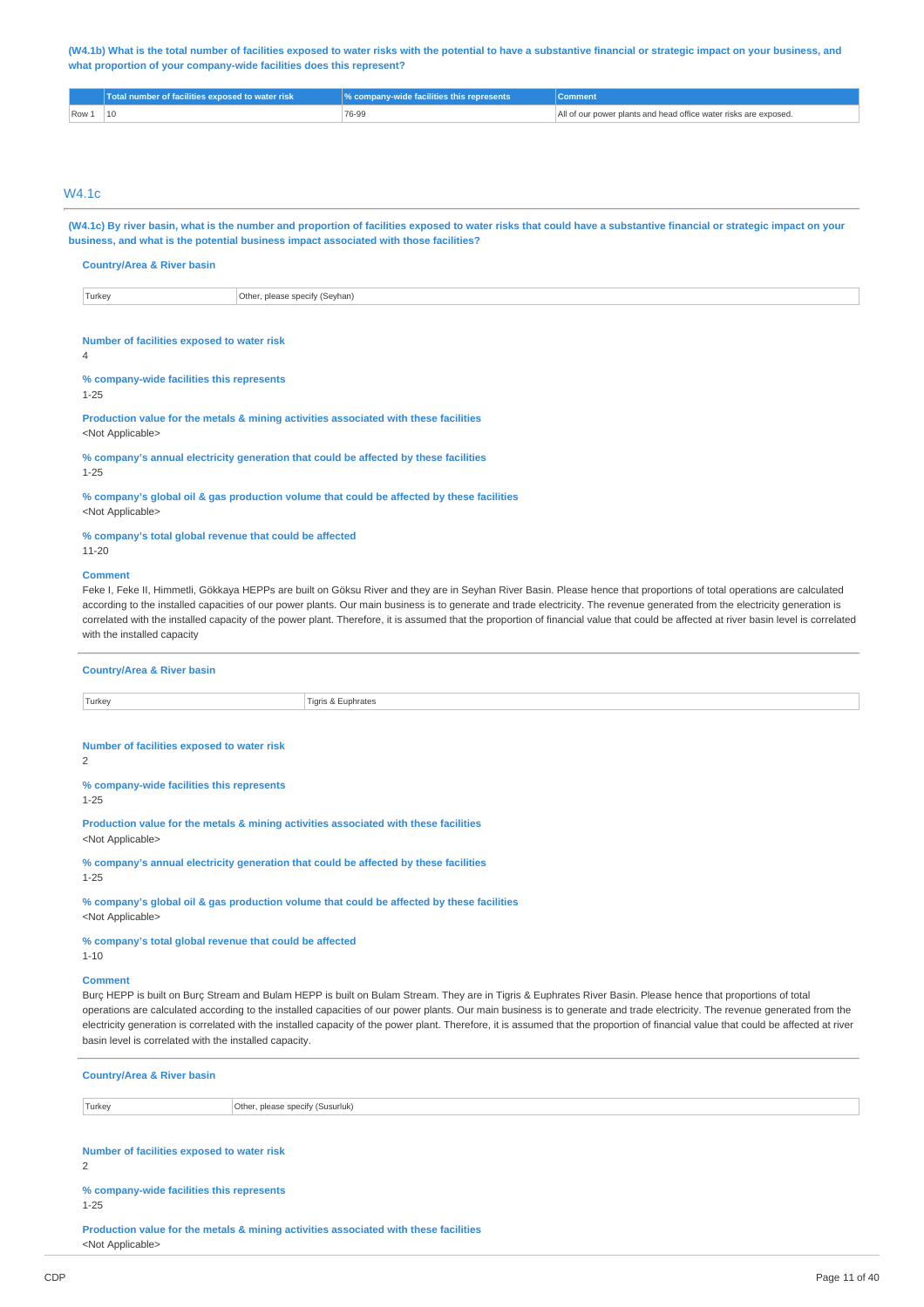(W4.1b) What is the total number of facilities exposed to water risks with the potential to have a substantive financial or strategic impact on your business, and what proportion of your company-wide facilities does this represent?

| | Total number of facilities exposed to water risk | % company-wide facilities this represents | Comment |
|---|---|---|---|
| Row 1 | 10 | 76-99 | All of our power plants and head office water risks are exposed. |

## W4.1c

(W4.1c) By river basin, what is the number and proportion of facilities exposed to water risks that could have a substantive financial or strategic impact on your business, and what is the potential business impact associated with those facilities?

**Country/Area & River basin**

| Turkey | Other, please specify (Seyhan) |
|---|---|

**Number of facilities exposed to water risk**
4

**% company-wide facilities this represents**
1-25

**Production value for the metals & mining activities associated with these facilities**
<Not Applicable>

**% company's annual electricity generation that could be affected by these facilities**
1-25

**% company's global oil & gas production volume that could be affected by these facilities**
<Not Applicable>

**% company's total global revenue that could be affected**
11-20

**Comment**
Feke I, Feke II, Himmetli, Gökkaya HEPPs are built on Göksu River and they are in Seyhan River Basin. Please hence that proportions of total operations are calculated according to the installed capacities of our power plants. Our main business is to generate and trade electricity. The revenue generated from the electricity generation is correlated with the installed capacity of the power plant. Therefore, it is assumed that the proportion of financial value that could be affected at river basin level is correlated with the installed capacity

**Country/Area & River basin**

| Turkey | Tigris & Euphrates |
|---|---|

**Number of facilities exposed to water risk**
2

**% company-wide facilities this represents**
1-25

**Production value for the metals & mining activities associated with these facilities**
<Not Applicable>

**% company's annual electricity generation that could be affected by these facilities**
1-25

**% company's global oil & gas production volume that could be affected by these facilities**
<Not Applicable>

**% company's total global revenue that could be affected**
1-10

**Comment**
Burç HEPP is built on Burç Stream and Bulam HEPP is built on Bulam Stream. They are in Tigris & Euphrates River Basin. Please hence that proportions of total operations are calculated according to the installed capacities of our power plants. Our main business is to generate and trade electricity. The revenue generated from the electricity generation is correlated with the installed capacity of the power plant. Therefore, it is assumed that the proportion of financial value that could be affected at river basin level is correlated with the installed capacity.

**Country/Area & River basin**

| Turkey | Other, please specify (Susurluk) |
|---|---|

**Number of facilities exposed to water risk**
2

**% company-wide facilities this represents**
1-25

**Production value for the metals & mining activities associated with these facilities**
<Not Applicable>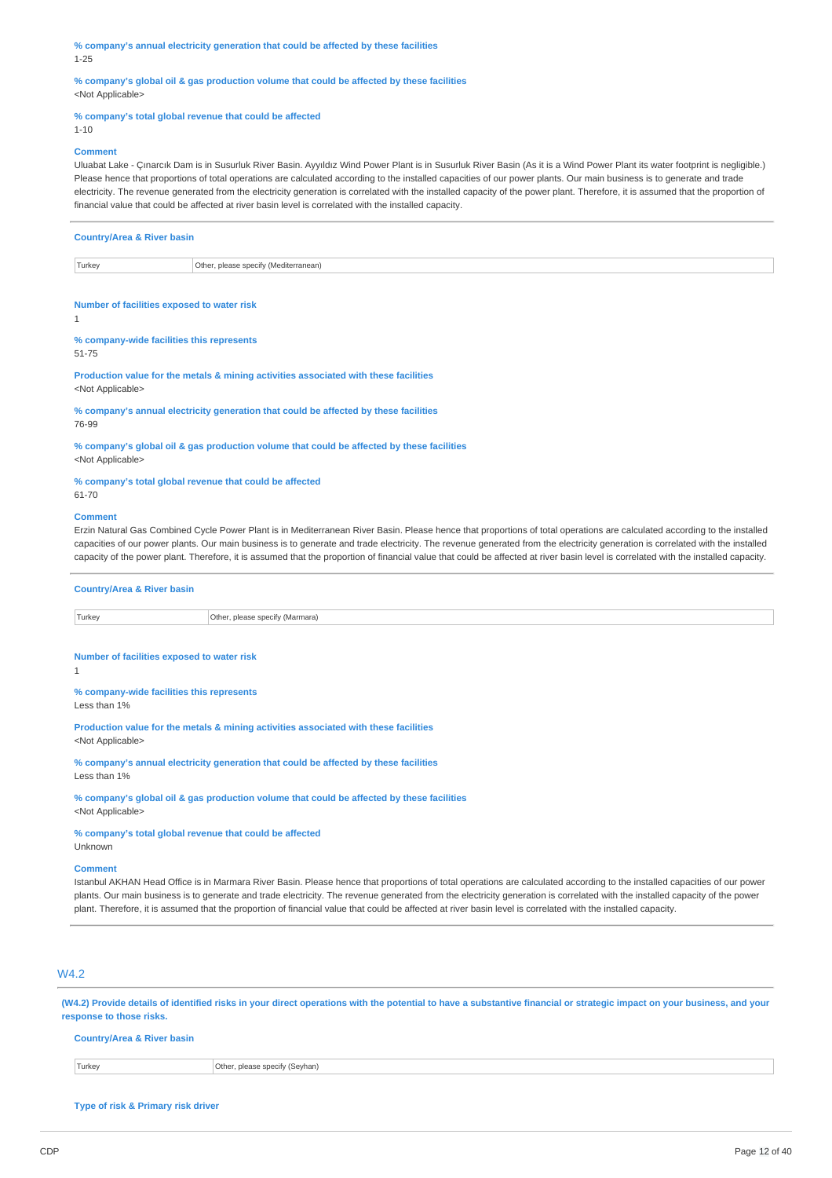**% company's annual electricity generation that could be affected by these facilities**
1-25

**% company's global oil & gas production volume that could be affected by these facilities**
<Not Applicable>

**% company's total global revenue that could be affected**
1-10

**Comment**
Uluabat Lake - Çınarcık Dam is in Susurluk River Basin. Ayyıldız Wind Power Plant is in Susurluk River Basin (As it is a Wind Power Plant its water footprint is negligible.) Please hence that proportions of total operations are calculated according to the installed capacities of our power plants. Our main business is to generate and trade electricity. The revenue generated from the electricity generation is correlated with the installed capacity of the power plant. Therefore, it is assumed that the proportion of financial value that could be affected at river basin level is correlated with the installed capacity.

**Country/Area & River basin**

| Turkey | Other, please specify (Mediterranean) |
|---|---|

**Number of facilities exposed to water risk**
1

**% company-wide facilities this represents**
51-75

**Production value for the metals & mining activities associated with these facilities**
<Not Applicable>

**% company's annual electricity generation that could be affected by these facilities**
76-99

**% company's global oil & gas production volume that could be affected by these facilities**
<Not Applicable>

**% company's total global revenue that could be affected**
61-70

**Comment**
Erzin Natural Gas Combined Cycle Power Plant is in Mediterranean River Basin. Please hence that proportions of total operations are calculated according to the installed capacities of our power plants. Our main business is to generate and trade electricity. The revenue generated from the electricity generation is correlated with the installed capacity of the power plant. Therefore, it is assumed that the proportion of financial value that could be affected at river basin level is correlated with the installed capacity.

**Country/Area & River basin**

| Turkey | Other, please specify (Marmara) |
|---|---|

**Number of facilities exposed to water risk**
1

**% company-wide facilities this represents**
Less than 1%

**Production value for the metals & mining activities associated with these facilities**
<Not Applicable>

**% company's annual electricity generation that could be affected by these facilities**
Less than 1%

**% company's global oil & gas production volume that could be affected by these facilities**
<Not Applicable>

**% company's total global revenue that could be affected**
Unknown

**Comment**
Istanbul AKHAN Head Office is in Marmara River Basin. Please hence that proportions of total operations are calculated according to the installed capacities of our power plants. Our main business is to generate and trade electricity. The revenue generated from the electricity generation is correlated with the installed capacity of the power plant. Therefore, it is assumed that the proportion of financial value that could be affected at river basin level is correlated with the installed capacity.

## W4.2

**(W4.2) Provide details of identified risks in your direct operations with the potential to have a substantive financial or strategic impact on your business, and your response to those risks.**

**Country/Area & River basin**

| Turkey | Other, please specify (Seyhan) |
|---|---|

**Type of risk & Primary risk driver**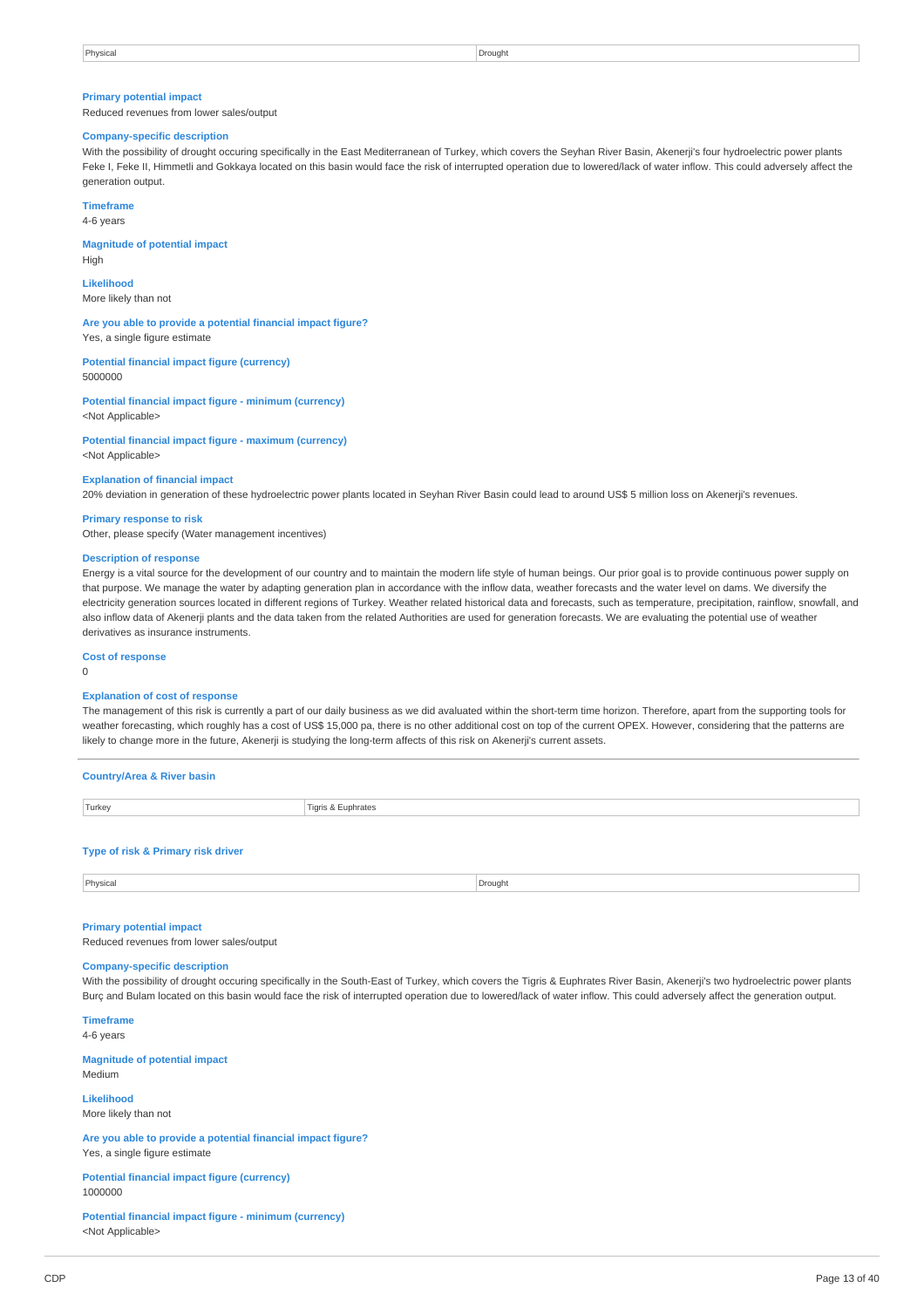| Physical | Drought |
|---|---|

**Primary potential impact**
Reduced revenues from lower sales/output

**Company-specific description**
With the possibility of drought occuring specifically in the East Mediterranean of Turkey, which covers the Seyhan River Basin, Akenerji's four hydroelectric power plants Feke I, Feke II, Himmetli and Gokkaya located on this basin would face the risk of interrupted operation due to lowered/lack of water inflow. This could adversely affect the generation output.

**Timeframe**
4-6 years

**Magnitude of potential impact**
High

**Likelihood**
More likely than not

**Are you able to provide a potential financial impact figure?**
Yes, a single figure estimate

**Potential financial impact figure (currency)**
5000000

**Potential financial impact figure - minimum (currency)**
<Not Applicable>

**Potential financial impact figure - maximum (currency)**
<Not Applicable>

**Explanation of financial impact**
20% deviation in generation of these hydroelectric power plants located in Seyhan River Basin could lead to around US$ 5 million loss on Akenerji's revenues.

**Primary response to risk**
Other, please specify (Water management incentives)

**Description of response**
Energy is a vital source for the development of our country and to maintain the modern life style of human beings. Our prior goal is to provide continuous power supply on that purpose. We manage the water by adapting generation plan in accordance with the inflow data, weather forecasts and the water level on dams. We diversify the electricity generation sources located in different regions of Turkey. Weather related historical data and forecasts, such as temperature, precipitation, rainflow, snowfall, and also inflow data of Akenerji plants and the data taken from the related Authorities are used for generation forecasts. We are evaluating the potential use of weather derivatives as insurance instruments.

**Cost of response**
0

**Explanation of cost of response**
The management of this risk is currently a part of our daily business as we did avaluated within the short-term time horizon. Therefore, apart from the supporting tools for weather forecasting, which roughly has a cost of US$ 15,000 pa, there is no other additional cost on top of the current OPEX. However, considering that the patterns are likely to change more in the future, Akenerji is studying the long-term affects of this risk on Akenerji's current assets.

---

**Country/Area & River basin**

| Turkey | Tigris & Euphrates |
|---|---|

**Type of risk & Primary risk driver**

| Physical | Drought |
|---|---|

**Primary potential impact**
Reduced revenues from lower sales/output

**Company-specific description**
With the possibility of drought occuring specifically in the South-East of Turkey, which covers the Tigris & Euphrates River Basin, Akenerji's two hydroelectric power plants Burç and Bulam located on this basin would face the risk of interrupted operation due to lowered/lack of water inflow. This could adversely affect the generation output.

**Timeframe**
4-6 years

**Magnitude of potential impact**
Medium

**Likelihood**
More likely than not

**Are you able to provide a potential financial impact figure?**
Yes, a single figure estimate

**Potential financial impact figure (currency)**
1000000

**Potential financial impact figure - minimum (currency)**
<Not Applicable>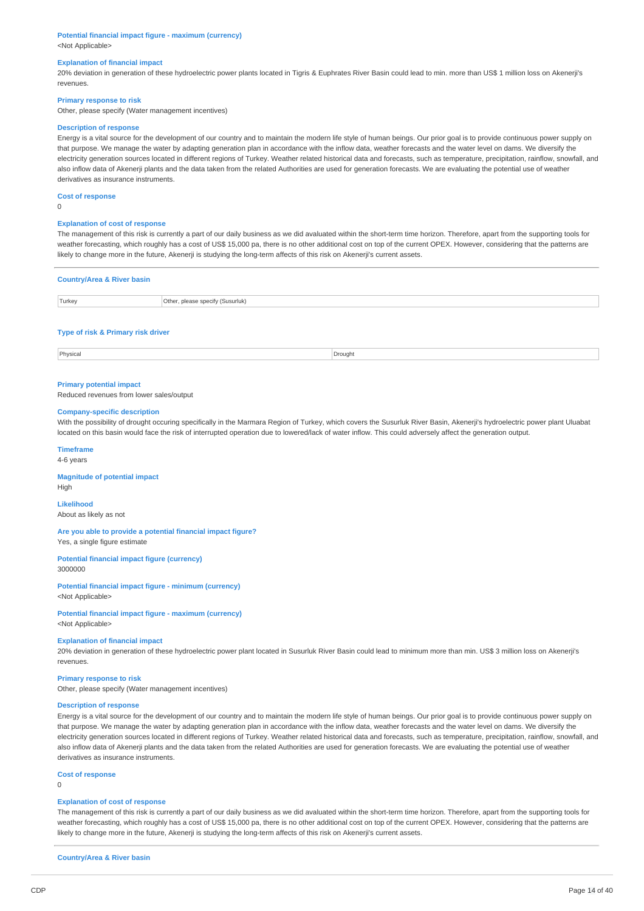**Potential financial impact figure - maximum (currency)**
<Not Applicable>

**Explanation of financial impact**
20% deviation in generation of these hydroelectric power plants located in Tigris & Euphrates River Basin could lead to min. more than US$ 1 million loss on Akenerji's revenues.

**Primary response to risk**
Other, please specify (Water management incentives)

**Description of response**
Energy is a vital source for the development of our country and to maintain the modern life style of human beings. Our prior goal is to provide continuous power supply on that purpose. We manage the water by adapting generation plan in accordance with the inflow data, weather forecasts and the water level on dams. We diversify the electricity generation sources located in different regions of Turkey. Weather related historical data and forecasts, such as temperature, precipitation, rainflow, snowfall, and also inflow data of Akenerji plants and the data taken from the related Authorities are used for generation forecasts. We are evaluating the potential use of weather derivatives as insurance instruments.

**Cost of response**
0

**Explanation of cost of response**
The management of this risk is currently a part of our daily business as we did avaluated within the short-term time horizon. Therefore, apart from the supporting tools for weather forecasting, which roughly has a cost of US$ 15,000 pa, there is no other additional cost on top of the current OPEX. However, considering that the patterns are likely to change more in the future, Akenerji is studying the long-term affects of this risk on Akenerji's current assets.

---

**Country/Area & River basin**

| Turkey | Other, please specify (Susurluk) |
|---|---|

**Type of risk & Primary risk driver**

| Physical | Drought |
|---|---|

**Primary potential impact**
Reduced revenues from lower sales/output

**Company-specific description**
With the possibility of drought occuring specifically in the Marmara Region of Turkey, which covers the Susurluk River Basin, Akenerji's hydroelectric power plant Uluabat located on this basin would face the risk of interrupted operation due to lowered/lack of water inflow. This could adversely affect the generation output.

**Timeframe**
4-6 years

**Magnitude of potential impact**
High

**Likelihood**
About as likely as not

**Are you able to provide a potential financial impact figure?**
Yes, a single figure estimate

**Potential financial impact figure (currency)**
3000000

**Potential financial impact figure - minimum (currency)**
<Not Applicable>

**Potential financial impact figure - maximum (currency)**
<Not Applicable>

**Explanation of financial impact**
20% deviation in generation of these hydroelectric power plant located in Susurluk River Basin could lead to minimum more than min. US$ 3 million loss on Akenerji's revenues.

**Primary response to risk**
Other, please specify (Water management incentives)

**Description of response**
Energy is a vital source for the development of our country and to maintain the modern life style of human beings. Our prior goal is to provide continuous power supply on that purpose. We manage the water by adapting generation plan in accordance with the inflow data, weather forecasts and the water level on dams. We diversify the electricity generation sources located in different regions of Turkey. Weather related historical data and forecasts, such as temperature, precipitation, rainflow, snowfall, and also inflow data of Akenerji plants and the data taken from the related Authorities are used for generation forecasts. We are evaluating the potential use of weather derivatives as insurance instruments.

**Cost of response**
0

**Explanation of cost of response**
The management of this risk is currently a part of our daily business as we did avaluated within the short-term time horizon. Therefore, apart from the supporting tools for weather forecasting, which roughly has a cost of US$ 15,000 pa, there is no other additional cost on top of the current OPEX. However, considering that the patterns are likely to change more in the future, Akenerji is studying the long-term affects of this risk on Akenerji's current assets.

---

**Country/Area & River basin**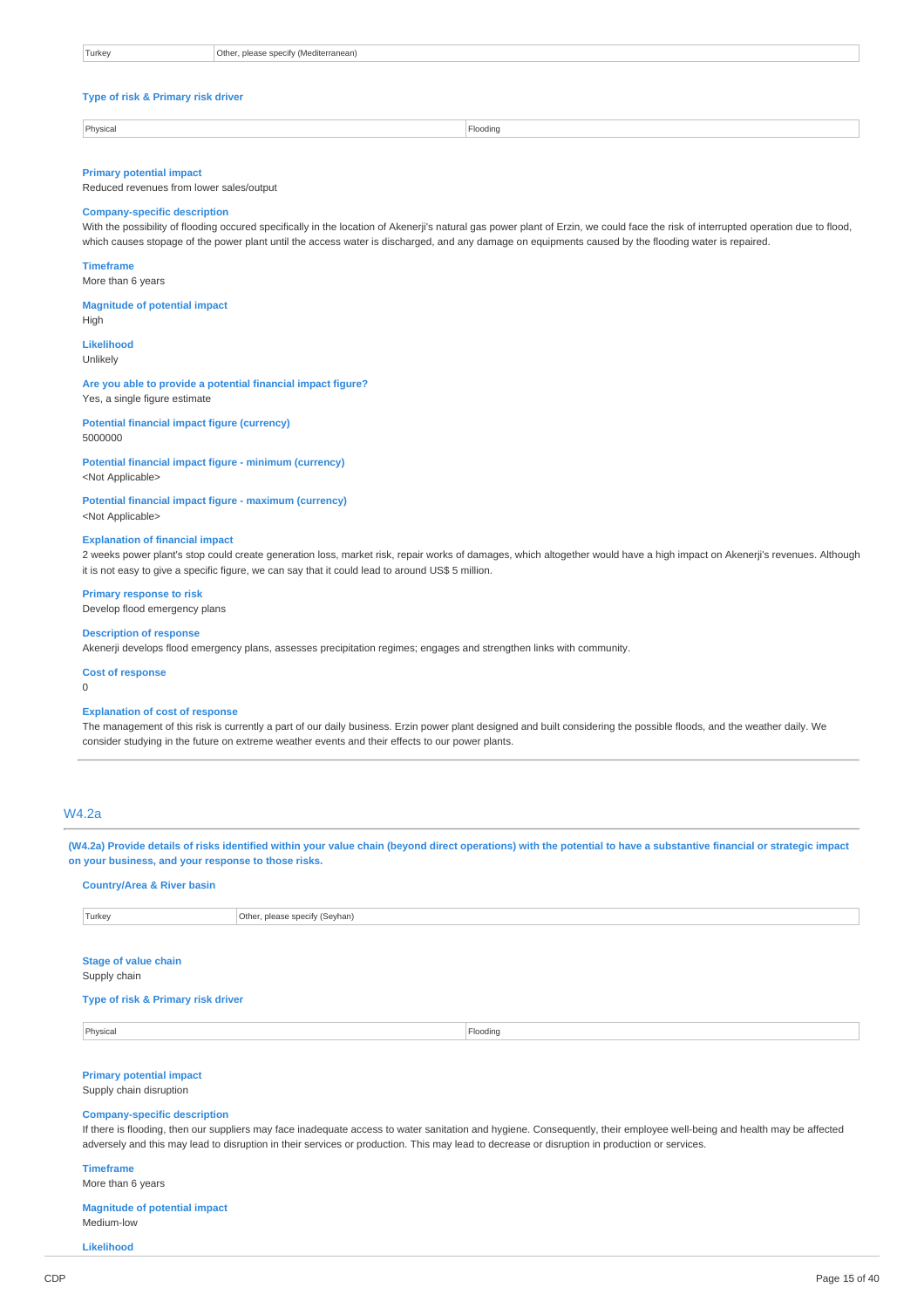| Turkey | Other, please specify (Mediterranean) |
|---|---|

**Type of risk & Primary risk driver**

| Physical | Flooding |
|---|---|

**Primary potential impact**

Reduced revenues from lower sales/output

**Company-specific description**

With the possibility of flooding occured specifically in the location of Akenerji's natural gas power plant of Erzin, we could face the risk of interrupted operation due to flood, which causes stopage of the power plant until the access water is discharged, and any damage on equipments caused by the flooding water is repaired.

**Timeframe**

More than 6 years

**Magnitude of potential impact**

High

**Likelihood**

Unlikely

**Are you able to provide a potential financial impact figure?**

Yes, a single figure estimate

**Potential financial impact figure (currency)**

5000000

**Potential financial impact figure - minimum (currency)**

<Not Applicable>

**Potential financial impact figure - maximum (currency)**

<Not Applicable>

**Explanation of financial impact**

2 weeks power plant's stop could create generation loss, market risk, repair works of damages, which altogether would have a high impact on Akenerji's revenues. Although it is not easy to give a specific figure, we can say that it could lead to around US$ 5 million.

**Primary response to risk**

Develop flood emergency plans

**Description of response**

Akenerji develops flood emergency plans, assesses precipitation regimes; engages and strengthen links with community.

**Cost of response**

0

**Explanation of cost of response**

The management of this risk is currently a part of our daily business. Erzin power plant designed and built considering the possible floods, and the weather daily. We consider studying in the future on extreme weather events and their effects to our power plants.

## W4.2a

**(W4.2a) Provide details of risks identified within your value chain (beyond direct operations) with the potential to have a substantive financial or strategic impact on your business, and your response to those risks.**

**Country/Area & River basin**

| Turkey | Other, please specify (Seyhan) |
|---|---|

**Stage of value chain**

Supply chain

**Type of risk & Primary risk driver**

| Physical | Flooding |
|---|---|

**Primary potential impact**

Supply chain disruption

**Company-specific description**

If there is flooding, then our suppliers may face inadequate access to water sanitation and hygiene. Consequently, their employee well-being and health may be affected adversely and this may lead to disruption in their services or production. This may lead to decrease or disruption in production or services.

**Timeframe**

More than 6 years

**Magnitude of potential impact**

Medium-low

**Likelihood**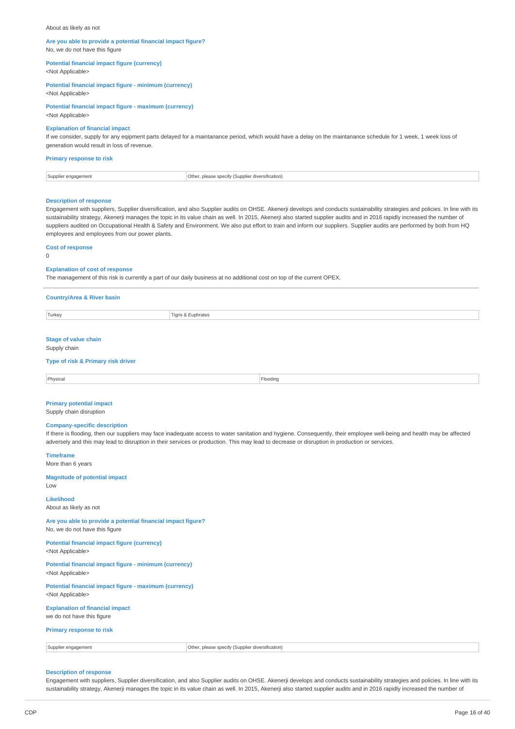About as likely as not

**Are you able to provide a potential financial impact figure?**
No, we do not have this figure

**Potential financial impact figure (currency)**
<Not Applicable>

**Potential financial impact figure - minimum (currency)**
<Not Applicable>

**Potential financial impact figure - maximum (currency)**
<Not Applicable>

**Explanation of financial impact**
If we consider, supply for any eqipment parts delayed for a maintanance period, which would have a delay on the maintanance schedule for 1 week, 1 week loss of generation would result in loss of revenue.

**Primary response to risk**

| Supplier engagement | Other, please specify (Supplier diversification) |
|---|---|

**Description of response**
Engagement with suppliers, Supplier diversification, and also Supplier audits on OHSE. Akenerji develops and conducts sustainability strategies and policies. In line with its sustainability strategy, Akenerji manages the topic in its value chain as well. In 2015, Akenerji also started supplier audits and in 2016 rapidly increased the number of suppliers audited on Occupational Health & Safety and Environment. We also put effort to train and inform our suppliers. Supplier audits are performed by both from HQ employees and employees from our power plants.

**Cost of response**
0

**Explanation of cost of response**
The management of this risk is currently a part of our daily business at no additional cost on top of the current OPEX.

---

**Country/Area & River basin**

| Turkey | Tigris & Euphrates |
|---|---|

**Stage of value chain**
Supply chain

**Type of risk & Primary risk driver**

| Physical | Flooding |
|---|---|

**Primary potential impact**
Supply chain disruption

**Company-specific description**
If there is flooding, then our suppliers may face inadequate access to water sanitation and hygiene. Consequently, their employee well-being and health may be affected adversely and this may lead to disruption in their services or production. This may lead to decrease or disruption in production or services.

**Timeframe**
More than 6 years

**Magnitude of potential impact**
Low

**Likelihood**
About as likely as not

**Are you able to provide a potential financial impact figure?**
No, we do not have this figure

**Potential financial impact figure (currency)**
<Not Applicable>

**Potential financial impact figure - minimum (currency)**
<Not Applicable>

**Potential financial impact figure - maximum (currency)**
<Not Applicable>

**Explanation of financial impact**
we do not have this figure

**Primary response to risk**

| Supplier engagement | Other, please specify (Supplier diversification) |
|---|---|

**Description of response**
Engagement with suppliers, Supplier diversification, and also Supplier audits on OHSE. Akenerji develops and conducts sustainability strategies and policies. In line with its sustainability strategy, Akenerji manages the topic in its value chain as well. In 2015, Akenerji also started supplier audits and in 2016 rapidly increased the number of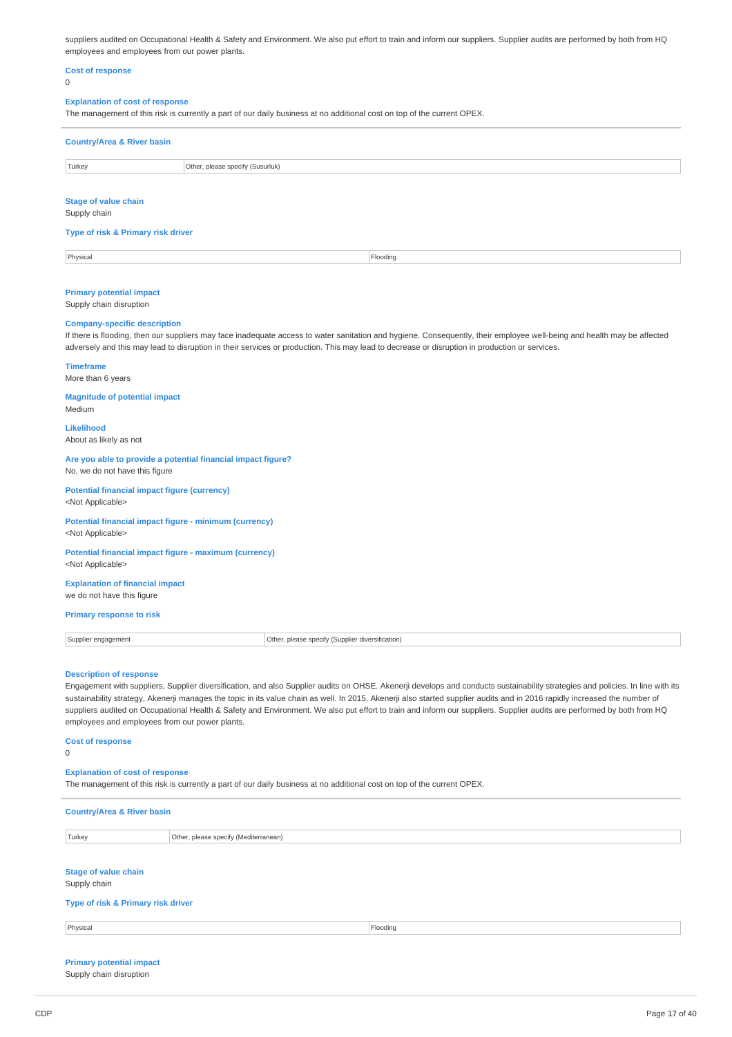suppliers audited on Occupational Health & Safety and Environment. We also put effort to train and inform our suppliers. Supplier audits are performed by both from HQ employees and employees from our power plants.

**Cost of response**

0

**Explanation of cost of response**

The management of this risk is currently a part of our daily business at no additional cost on top of the current OPEX.

---

**Country/Area & River basin**

| Turkey | Other, please specify (Susurluk) |
|---|---|

**Stage of value chain**

Supply chain

**Type of risk & Primary risk driver**

| Physical | Flooding |
|---|---|

**Primary potential impact**

Supply chain disruption

**Company-specific description**

If there is flooding, then our suppliers may face inadequate access to water sanitation and hygiene. Consequently, their employee well-being and health may be affected adversely and this may lead to disruption in their services or production. This may lead to decrease or disruption in production or services.

**Timeframe**

More than 6 years

**Magnitude of potential impact**

Medium

**Likelihood**

About as likely as not

**Are you able to provide a potential financial impact figure?**

No, we do not have this figure

**Potential financial impact figure (currency)**

<Not Applicable>

**Potential financial impact figure - minimum (currency)**

<Not Applicable>

**Potential financial impact figure - maximum (currency)**

<Not Applicable>

**Explanation of financial impact**

we do not have this figure

**Primary response to risk**

| Supplier engagement | Other, please specify (Supplier diversification) |
|---|---|

**Description of response**

Engagement with suppliers, Supplier diversification, and also Supplier audits on OHSE. Akenerji develops and conducts sustainability strategies and policies. In line with its sustainability strategy, Akenerji manages the topic in its value chain as well. In 2015, Akenerji also started supplier audits and in 2016 rapidly increased the number of suppliers audited on Occupational Health & Safety and Environment. We also put effort to train and inform our suppliers. Supplier audits are performed by both from HQ employees and employees from our power plants.

**Cost of response**

0

**Explanation of cost of response**

The management of this risk is currently a part of our daily business at no additional cost on top of the current OPEX.

---

**Country/Area & River basin**

| Turkey | Other, please specify (Mediterranean) |
|---|---|

**Stage of value chain**

Supply chain

**Type of risk & Primary risk driver**

| Physical | Flooding |
|---|---|

**Primary potential impact**

Supply chain disruption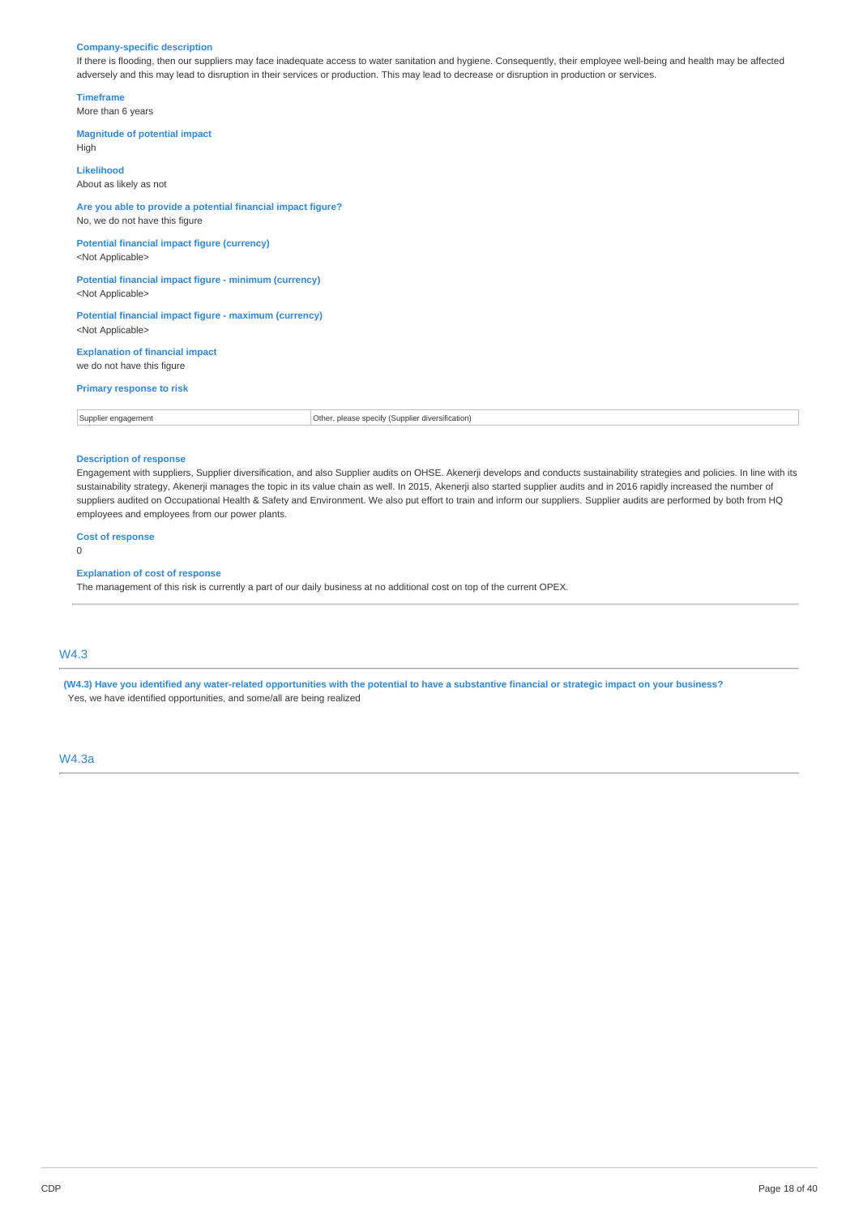**Company-specific description**

If there is flooding, then our suppliers may face inadequate access to water sanitation and hygiene. Consequently, their employee well-being and health may be affected adversely and this may lead to disruption in their services or production. This may lead to decrease or disruption in production or services.

**Timeframe**

More than 6 years

**Magnitude of potential impact**

High

**Likelihood**

About as likely as not

**Are you able to provide a potential financial impact figure?**

No, we do not have this figure

**Potential financial impact figure (currency)**

<Not Applicable>

**Potential financial impact figure - minimum (currency)**

<Not Applicable>

**Potential financial impact figure - maximum (currency)**

<Not Applicable>

**Explanation of financial impact**

we do not have this figure

**Primary response to risk**

| Supplier engagement | Other, please specify (Supplier diversification) |
|---|---|

**Description of response**

Engagement with suppliers, Supplier diversification, and also Supplier audits on OHSE. Akenerji develops and conducts sustainability strategies and policies. In line with its sustainability strategy, Akenerji manages the topic in its value chain as well. In 2015, Akenerji also started supplier audits and in 2016 rapidly increased the number of suppliers audited on Occupational Health & Safety and Environment. We also put effort to train and inform our suppliers. Supplier audits are performed by both from HQ employees and employees from our power plants.

**Cost of response**

0

**Explanation of cost of response**

The management of this risk is currently a part of our daily business at no additional cost on top of the current OPEX.

## W4.3

**(W4.3) Have you identified any water-related opportunities with the potential to have a substantive financial or strategic impact on your business?**

Yes, we have identified opportunities, and some/all are being realized

## W4.3a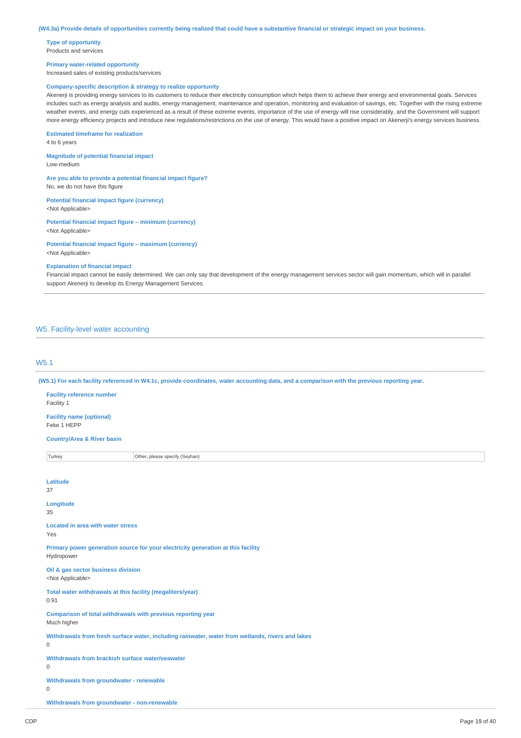**(W4.3a) Provide details of opportunities currently being realized that could have a substantive financial or strategic impact on your business.**

**Type of opportunity**
Products and services

**Primary water-related opportunity**
Increased sales of existing products/services

**Company-specific description & strategy to realize opportunity**
Akenerji is providing energy services to its customers to reduce their electricity consumption which helps them to achieve their energy and environmental goals. Services includes such as energy analysis and audits, energy management, maintenance and operation, monitoring and evaluation of savings, etc. Together with the rising extreme weather events, and energy cuts experienced as a result of these extreme events, importance of the use of energy will rise considerably, and the Government will support more energy efficiency projects and introduce new regulations/restrictions on the use of energy. This would have a positive impact on Akenerji's energy services business.

**Estimated timeframe for realization**
4 to 6 years

**Magnitude of potential financial impact**
Low-medium

**Are you able to provide a potential financial impact figure?**
No, we do not have this figure

**Potential financial impact figure (currency)**
<Not Applicable>

**Potential financial impact figure – minimum (currency)**
<Not Applicable>

**Potential financial impact figure – maximum (currency)**
<Not Applicable>

**Explanation of financial impact**
Financial impact cannot be easily determined. We can only say that development of the energy management services sector will gain momentum, which will in parallel support Akenerji to develop its Energy Management Services.

## W5. Facility-level water accounting

### W5.1

**(W5.1) For each facility referenced in W4.1c, provide coordinates, water accounting data, and a comparison with the previous reporting year.**

**Facility reference number**
Facility 1

**Facility name (optional)**
Feke 1 HEPP

**Country/Area & River basin**

| Turkey | Other, please specify (Seyhan) |
|---|---|

**Latitude**
37

**Longitude**
35

**Located in area with water stress**
Yes

**Primary power generation source for your electricity generation at this facility**
Hydropower

**Oil & gas sector business division**
<Not Applicable>

**Total water withdrawals at this facility (megaliters/year)**
0.91

**Comparison of total withdrawals with previous reporting year**
Much higher

**Withdrawals from fresh surface water, including rainwater, water from wetlands, rivers and lakes**
0

**Withdrawals from brackish surface water/seawater**
0

**Withdrawals from groundwater - renewable**
0

**Withdrawals from groundwater - non-renewable**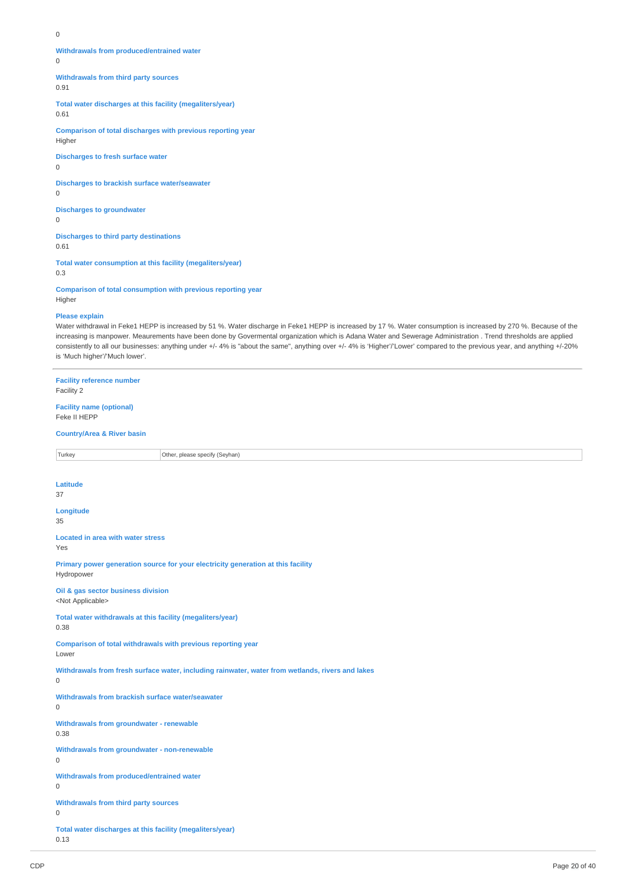0

**Withdrawals from produced/entrained water**
0

**Withdrawals from third party sources**
0.91

**Total water discharges at this facility (megaliters/year)**
0.61

**Comparison of total discharges with previous reporting year**
Higher

**Discharges to fresh surface water**
0

**Discharges to brackish surface water/seawater**
0

**Discharges to groundwater**
0

**Discharges to third party destinations**
0.61

**Total water consumption at this facility (megaliters/year)**
0.3

**Comparison of total consumption with previous reporting year**
Higher

**Please explain**
Water withdrawal in Feke1 HEPP is increased by 51 %. Water discharge in Feke1 HEPP is increased by 17 %. Water consumption is increased by 270 %. Because of the increasing is manpower. Meaurements have been done by Govermental organization which is Adana Water and Sewerage Administration . Trend thresholds are applied consistently to all our businesses: anything under +/- 4% is "about the same", anything over +/- 4% is 'Higher'/'Lower' compared to the previous year, and anything +/-20% is 'Much higher'/'Much lower'.

---

**Facility reference number**
Facility 2

**Facility name (optional)**
Feke II HEPP

**Country/Area & River basin**

| Turkey | Other, please specify (Seyhan) |
|---|---|

**Latitude**
37

**Longitude**
35

**Located in area with water stress**
Yes

**Primary power generation source for your electricity generation at this facility**
Hydropower

**Oil & gas sector business division**
<Not Applicable>

**Total water withdrawals at this facility (megaliters/year)**
0.38

**Comparison of total withdrawals with previous reporting year**
Lower

**Withdrawals from fresh surface water, including rainwater, water from wetlands, rivers and lakes**
0

**Withdrawals from brackish surface water/seawater**
0

**Withdrawals from groundwater - renewable**
0.38

**Withdrawals from groundwater - non-renewable**
0

**Withdrawals from produced/entrained water**
0

**Withdrawals from third party sources**
0

**Total water discharges at this facility (megaliters/year)**
0.13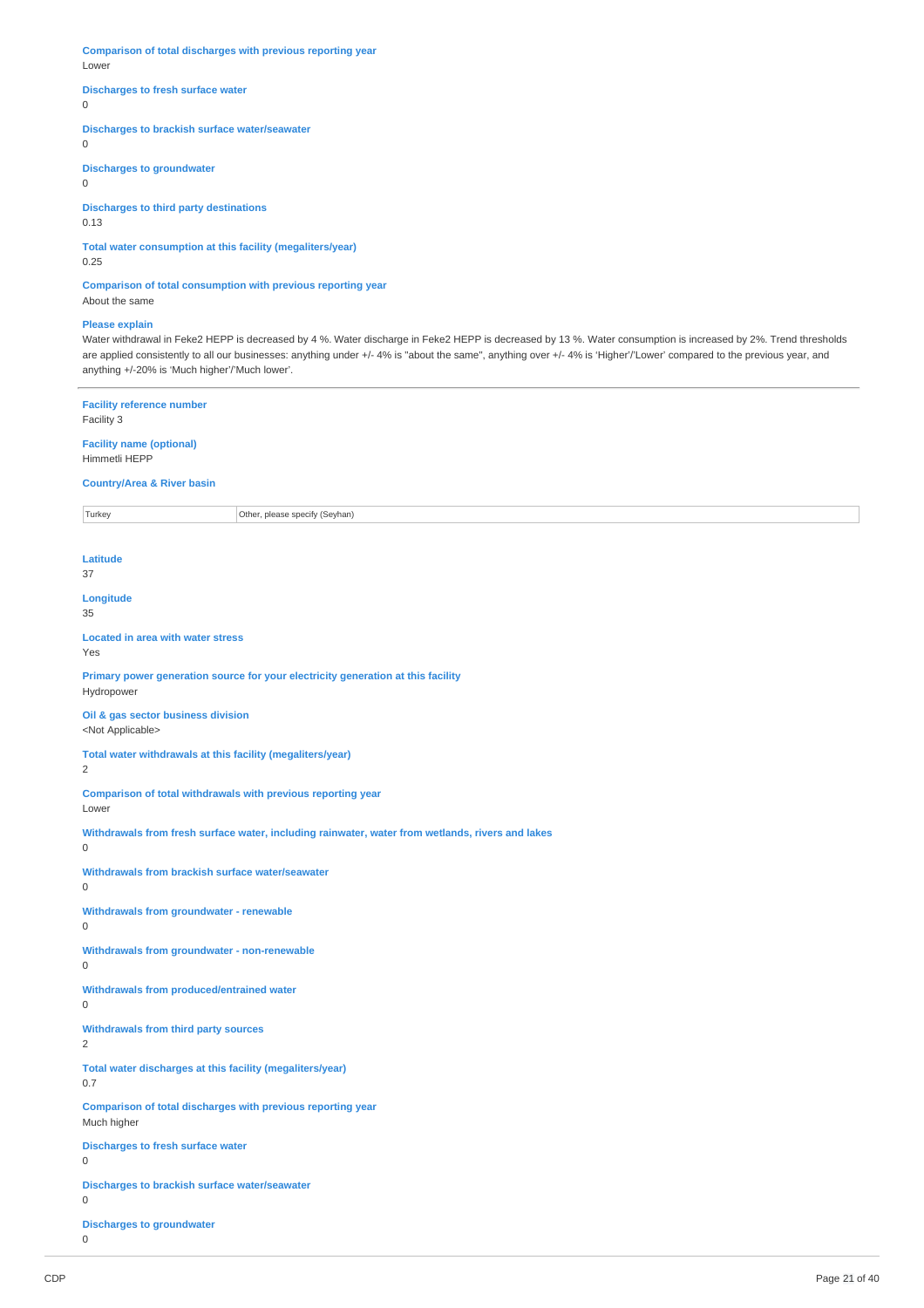**Comparison of total discharges with previous reporting year**
Lower

**Discharges to fresh surface water**
0

**Discharges to brackish surface water/seawater**
0

**Discharges to groundwater**
0

**Discharges to third party destinations**
0.13

**Total water consumption at this facility (megaliters/year)**
0.25

**Comparison of total consumption with previous reporting year**
About the same

**Please explain**
Water withdrawal in Feke2 HEPP is decreased by 4 %. Water discharge in Feke2 HEPP is decreased by 13 %. Water consumption is increased by 2%. Trend thresholds are applied consistently to all our businesses: anything under +/- 4% is "about the same", anything over +/- 4% is 'Higher'/'Lower' compared to the previous year, and anything +/-20% is 'Much higher'/'Much lower'.

---

**Facility reference number**
Facility 3

**Facility name (optional)**
Himmetli HEPP

**Country/Area & River basin**

| Turkey | Other, please specify (Seyhan) |
|---|---|

**Latitude**
37

**Longitude**
35

**Located in area with water stress**
Yes

**Primary power generation source for your electricity generation at this facility**
Hydropower

**Oil & gas sector business division**
<Not Applicable>

**Total water withdrawals at this facility (megaliters/year)**
2

**Comparison of total withdrawals with previous reporting year**
Lower

**Withdrawals from fresh surface water, including rainwater, water from wetlands, rivers and lakes**
0

**Withdrawals from brackish surface water/seawater**
0

**Withdrawals from groundwater - renewable**
0

**Withdrawals from groundwater - non-renewable**
0

**Withdrawals from produced/entrained water**
0

**Withdrawals from third party sources**
2

**Total water discharges at this facility (megaliters/year)**
0.7

**Comparison of total discharges with previous reporting year**
Much higher

**Discharges to fresh surface water**
0

**Discharges to brackish surface water/seawater**
0

**Discharges to groundwater**
0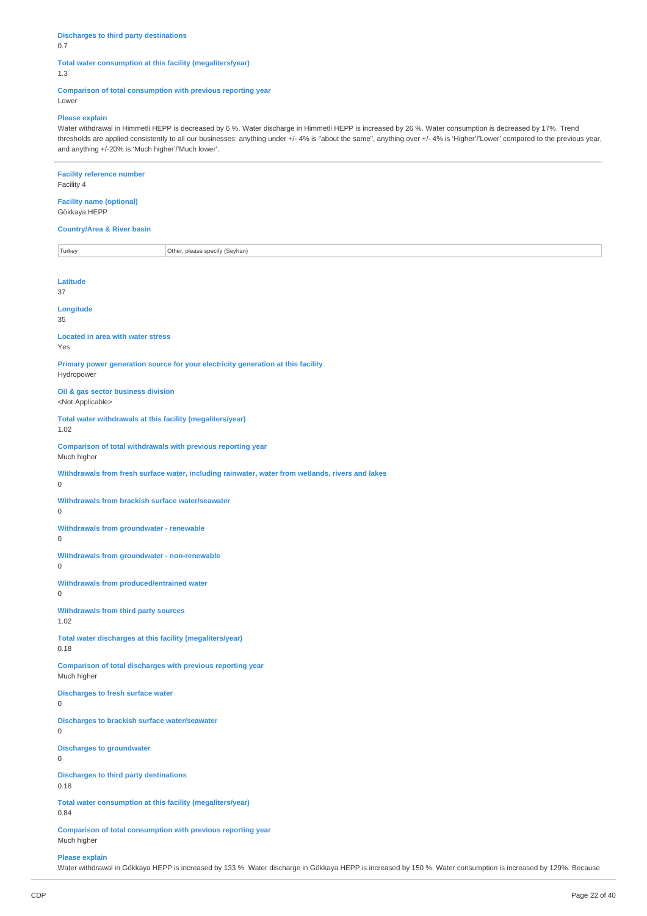**Discharges to third party destinations**
0.7

**Total water consumption at this facility (megaliters/year)**
1.3

**Comparison of total consumption with previous reporting year**
Lower

**Please explain**
Water withdrawal in Himmetli HEPP is decreased by 6 %. Water discharge in Himmetli HEPP is increased by 26 %. Water consumption is decreased by 17%. Trend thresholds are applied consistently to all our businesses: anything under +/- 4% is "about the same", anything over +/- 4% is 'Higher'/'Lower' compared to the previous year, and anything +/-20% is 'Much higher'/'Much lower'.

---

**Facility reference number**
Facility 4

**Facility name (optional)**
Gökkaya HEPP

**Country/Area & River basin**

| Turkey | Other, please specify (Seyhan) |
|---|---|

**Latitude**
37

**Longitude**
35

**Located in area with water stress**
Yes

**Primary power generation source for your electricity generation at this facility**
Hydropower

**Oil & gas sector business division**
<Not Applicable>

**Total water withdrawals at this facility (megaliters/year)**
1.02

**Comparison of total withdrawals with previous reporting year**
Much higher

**Withdrawals from fresh surface water, including rainwater, water from wetlands, rivers and lakes**
0

**Withdrawals from brackish surface water/seawater**
0

**Withdrawals from groundwater - renewable**
0

**Withdrawals from groundwater - non-renewable**
0

**Withdrawals from produced/entrained water**
0

**Withdrawals from third party sources**
1.02

**Total water discharges at this facility (megaliters/year)**
0.18

**Comparison of total discharges with previous reporting year**
Much higher

**Discharges to fresh surface water**
0

**Discharges to brackish surface water/seawater**
0

**Discharges to groundwater**
0

**Discharges to third party destinations**
0.18

**Total water consumption at this facility (megaliters/year)**
0.84

**Comparison of total consumption with previous reporting year**
Much higher

**Please explain**
Water withdrawal in Gökkaya HEPP is increased by 133 %. Water discharge in Gökkaya HEPP is increased by 150 %. Water consumption is increased by 129%. Because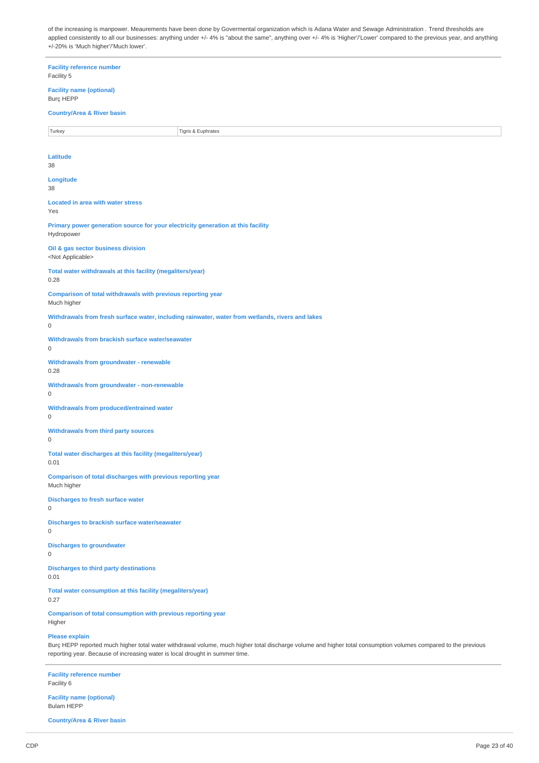of the increasing is manpower. Meaurements have been done by Govermental organization which is Adana Water and Sewage Administration . Trend thresholds are applied consistently to all our businesses: anything under +/- 4% is "about the same", anything over +/- 4% is 'Higher'/'Lower' compared to the previous year, and anything +/-20% is 'Much higher'/'Much lower'.

---

**Facility reference number**
Facility 5

**Facility name (optional)**
Burç HEPP

**Country/Area & River basin**

| Turkey | Tigris & Euphrates |
|---|---|

**Latitude**
38

**Longitude**
38

**Located in area with water stress**
Yes

**Primary power generation source for your electricity generation at this facility**
Hydropower

**Oil & gas sector business division**
<Not Applicable>

**Total water withdrawals at this facility (megaliters/year)**
0.28

**Comparison of total withdrawals with previous reporting year**
Much higher

**Withdrawals from fresh surface water, including rainwater, water from wetlands, rivers and lakes**
0

**Withdrawals from brackish surface water/seawater**
0

**Withdrawals from groundwater - renewable**
0.28

**Withdrawals from groundwater - non-renewable**
0

**Withdrawals from produced/entrained water**
0

**Withdrawals from third party sources**
0

**Total water discharges at this facility (megaliters/year)**
0.01

**Comparison of total discharges with previous reporting year**
Much higher

**Discharges to fresh surface water**
0

**Discharges to brackish surface water/seawater**
0

**Discharges to groundwater**
0

**Discharges to third party destinations**
0.01

**Total water consumption at this facility (megaliters/year)**
0.27

**Comparison of total consumption with previous reporting year**
Higher

**Please explain**
Burç HEPP reported much higher total water withdrawal volume, much higher total discharge volume and higher total consumption volumes compared to the previous reporting year. Because of increasing water is local drought in summer time.

---

**Facility reference number**
Facility 6

**Facility name (optional)**
Bulam HEPP

**Country/Area & River basin**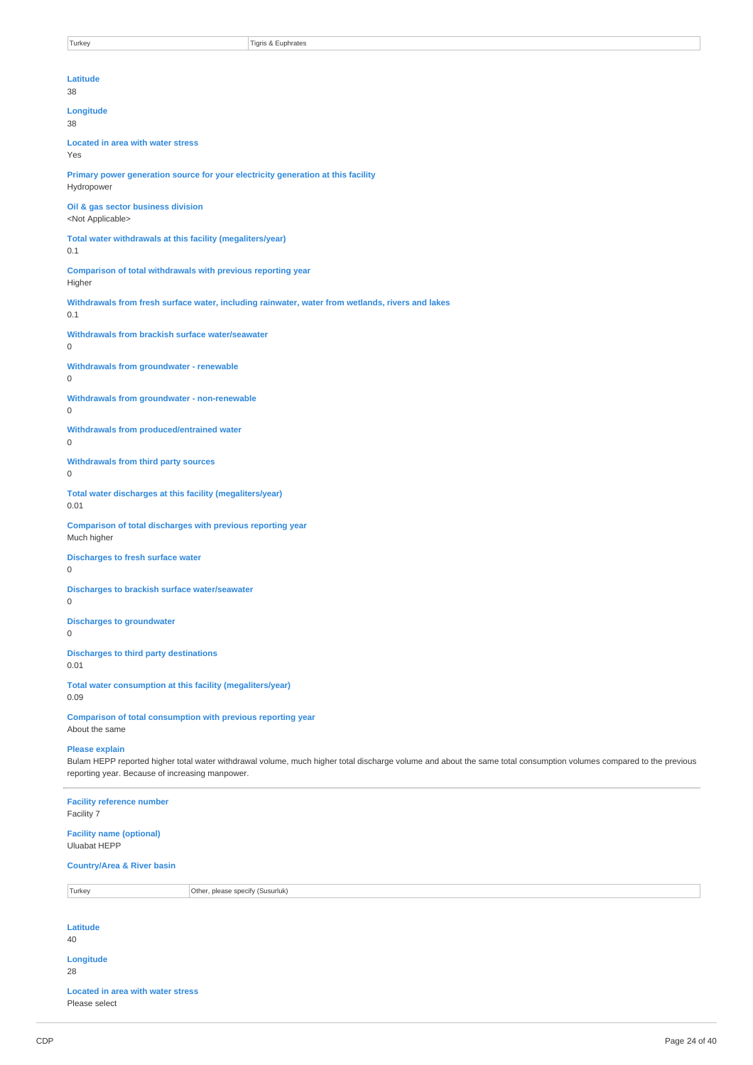| Turkey | Tigris & Euphrates |
|---|---|

**Latitude**
38

**Longitude**
38

**Located in area with water stress**
Yes

**Primary power generation source for your electricity generation at this facility**
Hydropower

**Oil & gas sector business division**
<Not Applicable>

**Total water withdrawals at this facility (megaliters/year)**
0.1

**Comparison of total withdrawals with previous reporting year**
Higher

**Withdrawals from fresh surface water, including rainwater, water from wetlands, rivers and lakes**
0.1

**Withdrawals from brackish surface water/seawater**
0

**Withdrawals from groundwater - renewable**
0

**Withdrawals from groundwater - non-renewable**
0

**Withdrawals from produced/entrained water**
0

**Withdrawals from third party sources**
0

**Total water discharges at this facility (megaliters/year)**
0.01

**Comparison of total discharges with previous reporting year**
Much higher

**Discharges to fresh surface water**
0

**Discharges to brackish surface water/seawater**
0

**Discharges to groundwater**
0

**Discharges to third party destinations**
0.01

**Total water consumption at this facility (megaliters/year)**
0.09

**Comparison of total consumption with previous reporting year**
About the same

**Please explain**
Bulam HEPP reported higher total water withdrawal volume, much higher total discharge volume and about the same total consumption volumes compared to the previous reporting year. Because of increasing manpower.

---

**Facility reference number**
Facility 7

**Facility name (optional)**
Uluabat HEPP

**Country/Area & River basin**

| Turkey | Other, please specify (Susurluk) |
|---|---|

**Latitude**
40

**Longitude**
28

**Located in area with water stress**
Please select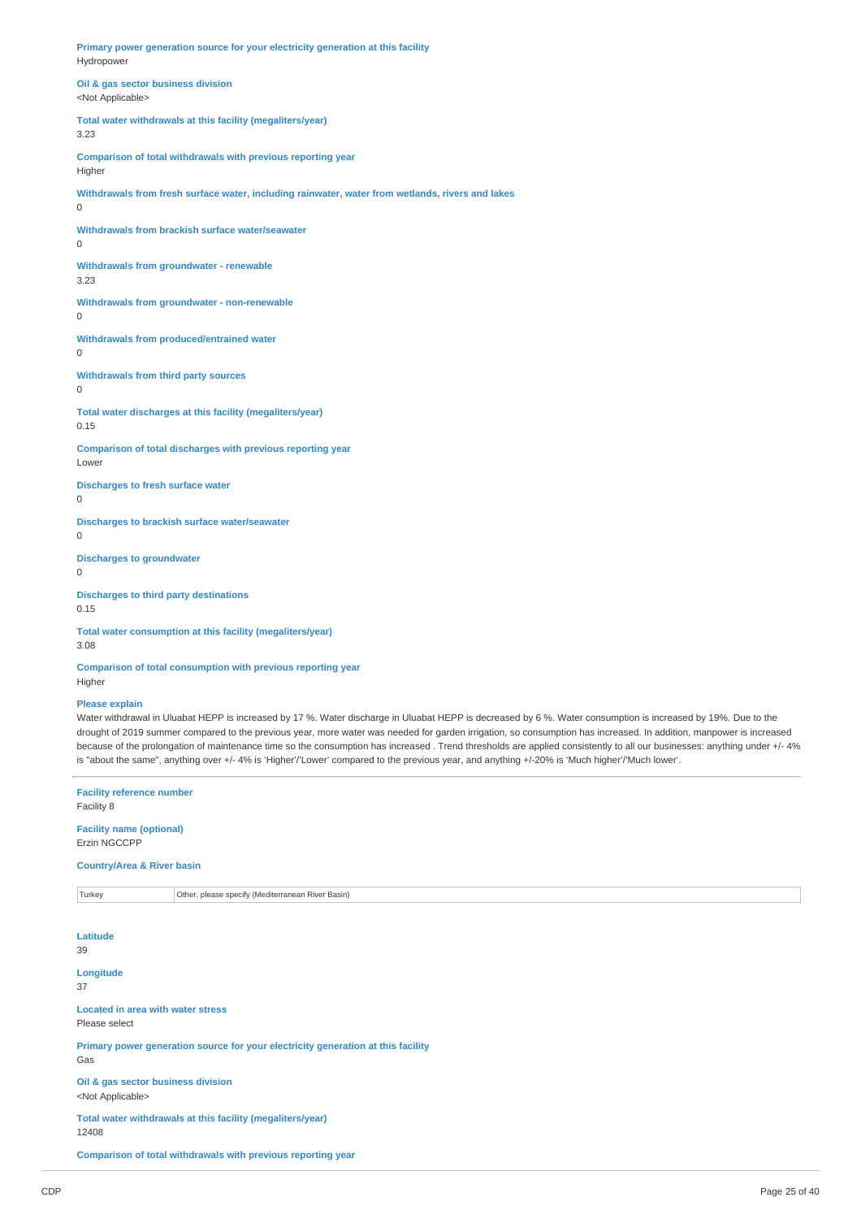**Primary power generation source for your electricity generation at this facility**
Hydropower

**Oil & gas sector business division**
<Not Applicable>

**Total water withdrawals at this facility (megaliters/year)**
3.23

**Comparison of total withdrawals with previous reporting year**
Higher

**Withdrawals from fresh surface water, including rainwater, water from wetlands, rivers and lakes**
0

**Withdrawals from brackish surface water/seawater**
0

**Withdrawals from groundwater - renewable**
3.23

**Withdrawals from groundwater - non-renewable**
0

**Withdrawals from produced/entrained water**
0

**Withdrawals from third party sources**
0

**Total water discharges at this facility (megaliters/year)**
0.15

**Comparison of total discharges with previous reporting year**
Lower

**Discharges to fresh surface water**
0

**Discharges to brackish surface water/seawater**
0

**Discharges to groundwater**
0

**Discharges to third party destinations**
0.15

**Total water consumption at this facility (megaliters/year)**
3.08

**Comparison of total consumption with previous reporting year**
Higher

**Please explain**
Water withdrawal in Uluabat HEPP is increased by 17 %. Water discharge in Uluabat HEPP is decreased by 6 %. Water consumption is increased by 19%. Due to the drought of 2019 summer compared to the previous year, more water was needed for garden irrigation, so consumption has increased. In addition, manpower is increased because of the prolongation of maintenance time so the consumption has increased . Trend thresholds are applied consistently to all our businesses: anything under +/- 4% is "about the same", anything over +/- 4% is 'Higher'/'Lower' compared to the previous year, and anything +/-20% is 'Much higher'/'Much lower'.

---

**Facility reference number**
Facility 8

**Facility name (optional)**
Erzin NGCCPP

**Country/Area & River basin**

| Turkey | Other, please specify (Mediterranean River Basin) |
|---|---|

**Latitude**
39

**Longitude**
37

**Located in area with water stress**
Please select

**Primary power generation source for your electricity generation at this facility**
Gas

**Oil & gas sector business division**
<Not Applicable>

**Total water withdrawals at this facility (megaliters/year)**
12408

**Comparison of total withdrawals with previous reporting year**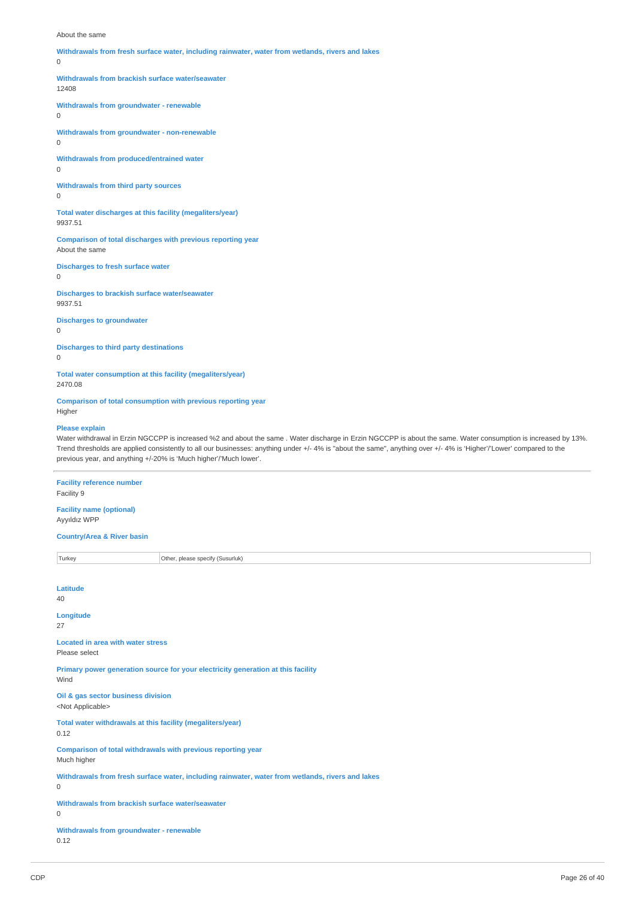About the same

**Withdrawals from fresh surface water, including rainwater, water from wetlands, rivers and lakes**
0

**Withdrawals from brackish surface water/seawater**
12408

**Withdrawals from groundwater - renewable**
0

**Withdrawals from groundwater - non-renewable**
0

**Withdrawals from produced/entrained water**
0

**Withdrawals from third party sources**
0

**Total water discharges at this facility (megaliters/year)**
9937.51

**Comparison of total discharges with previous reporting year**
About the same

**Discharges to fresh surface water**
0

**Discharges to brackish surface water/seawater**
9937.51

**Discharges to groundwater**
0

**Discharges to third party destinations**
0

**Total water consumption at this facility (megaliters/year)**
2470.08

**Comparison of total consumption with previous reporting year**
Higher

**Please explain**
Water withdrawal in Erzin NGCCPP is increased %2 and about the same . Water discharge in Erzin NGCCPP is about the same. Water consumption is increased by 13%. Trend thresholds are applied consistently to all our businesses: anything under +/- 4% is "about the same", anything over +/- 4% is 'Higher'/'Lower' compared to the previous year, and anything +/-20% is 'Much higher'/'Much lower'.

---

**Facility reference number**
Facility 9

**Facility name (optional)**
Ayyıldız WPP

**Country/Area & River basin**

| Turkey | Other, please specify (Susurluk) |
|---|---|

**Latitude**
40

**Longitude**
27

**Located in area with water stress**
Please select

**Primary power generation source for your electricity generation at this facility**
Wind

**Oil & gas sector business division**
<Not Applicable>

**Total water withdrawals at this facility (megaliters/year)**
0.12

**Comparison of total withdrawals with previous reporting year**
Much higher

**Withdrawals from fresh surface water, including rainwater, water from wetlands, rivers and lakes**
0

**Withdrawals from brackish surface water/seawater**
0

**Withdrawals from groundwater - renewable**
0.12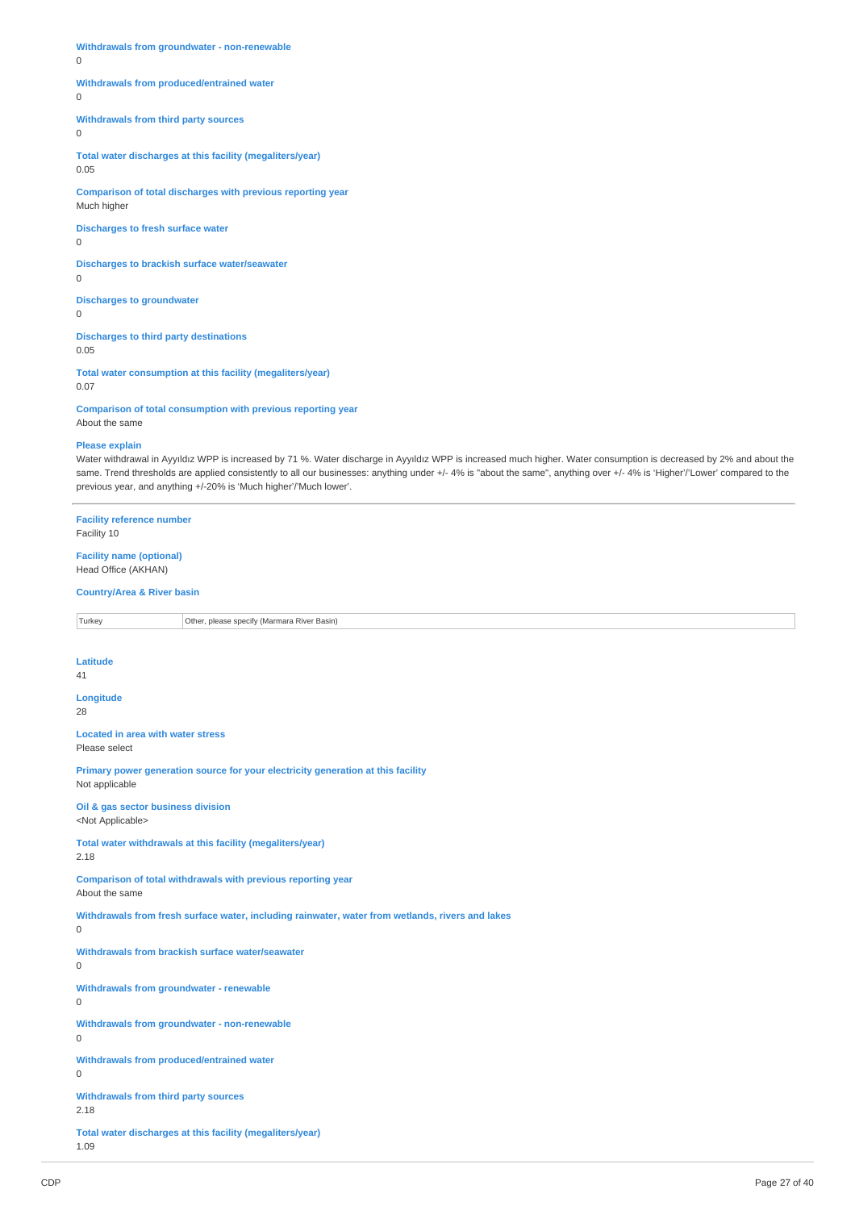**Withdrawals from groundwater - non-renewable**
0

**Withdrawals from produced/entrained water**
0

**Withdrawals from third party sources**
0

**Total water discharges at this facility (megaliters/year)**
0.05

**Comparison of total discharges with previous reporting year**
Much higher

**Discharges to fresh surface water**
0

**Discharges to brackish surface water/seawater**
0

**Discharges to groundwater**
0

**Discharges to third party destinations**
0.05

**Total water consumption at this facility (megaliters/year)**
0.07

**Comparison of total consumption with previous reporting year**
About the same

**Please explain**
Water withdrawal in Ayyıldız WPP is increased by 71 %. Water discharge in Ayyıldız WPP is increased much higher. Water consumption is decreased by 2% and about the same. Trend thresholds are applied consistently to all our businesses: anything under +/- 4% is "about the same", anything over +/- 4% is 'Higher'/'Lower' compared to the previous year, and anything +/-20% is 'Much higher'/'Much lower'.

---

**Facility reference number**
Facility 10

**Facility name (optional)**
Head Office (AKHAN)

**Country/Area & River basin**

| | |
|---|---|
| Turkey | Other, please specify (Marmara River Basin) |

**Latitude**
41

**Longitude**
28

**Located in area with water stress**
Please select

**Primary power generation source for your electricity generation at this facility**
Not applicable

**Oil & gas sector business division**
<Not Applicable>

**Total water withdrawals at this facility (megaliters/year)**
2.18

**Comparison of total withdrawals with previous reporting year**
About the same

**Withdrawals from fresh surface water, including rainwater, water from wetlands, rivers and lakes**
0

**Withdrawals from brackish surface water/seawater**
0

**Withdrawals from groundwater - renewable**
0

**Withdrawals from groundwater - non-renewable**
0

**Withdrawals from produced/entrained water**
0

**Withdrawals from third party sources**
2.18

**Total water discharges at this facility (megaliters/year)**
1.09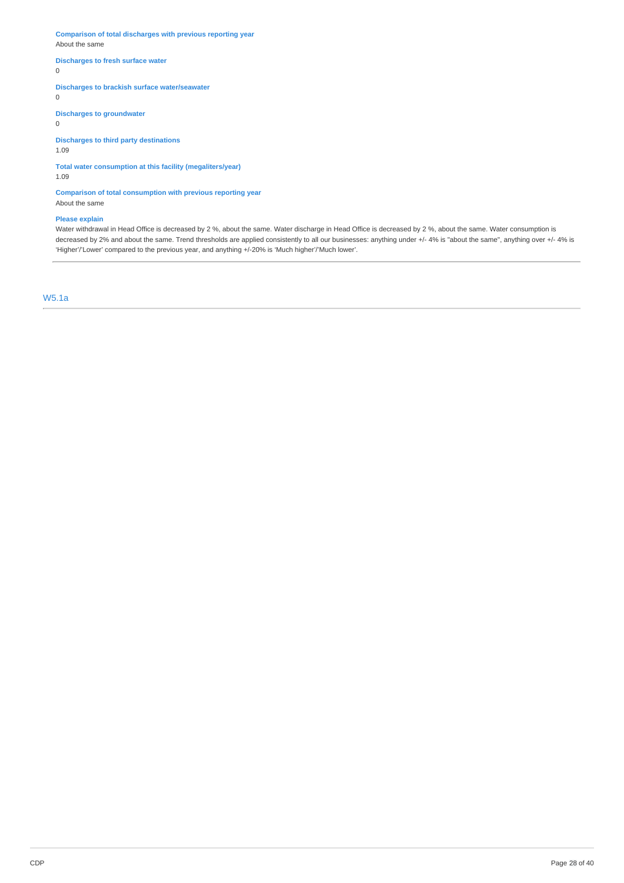**Comparison of total discharges with previous reporting year**
About the same

**Discharges to fresh surface water**
0

**Discharges to brackish surface water/seawater**
0

**Discharges to groundwater**
0

**Discharges to third party destinations**
1.09

**Total water consumption at this facility (megaliters/year)**
1.09

**Comparison of total consumption with previous reporting year**
About the same

**Please explain**
Water withdrawal in Head Office is decreased by 2 %, about the same. Water discharge in Head Office is decreased by 2 %, about the same. Water consumption is decreased by 2% and about the same. Trend thresholds are applied consistently to all our businesses: anything under +/- 4% is "about the same", anything over +/- 4% is 'Higher'/'Lower' compared to the previous year, and anything +/-20% is 'Much higher'/'Much lower'.

---

## W5.1a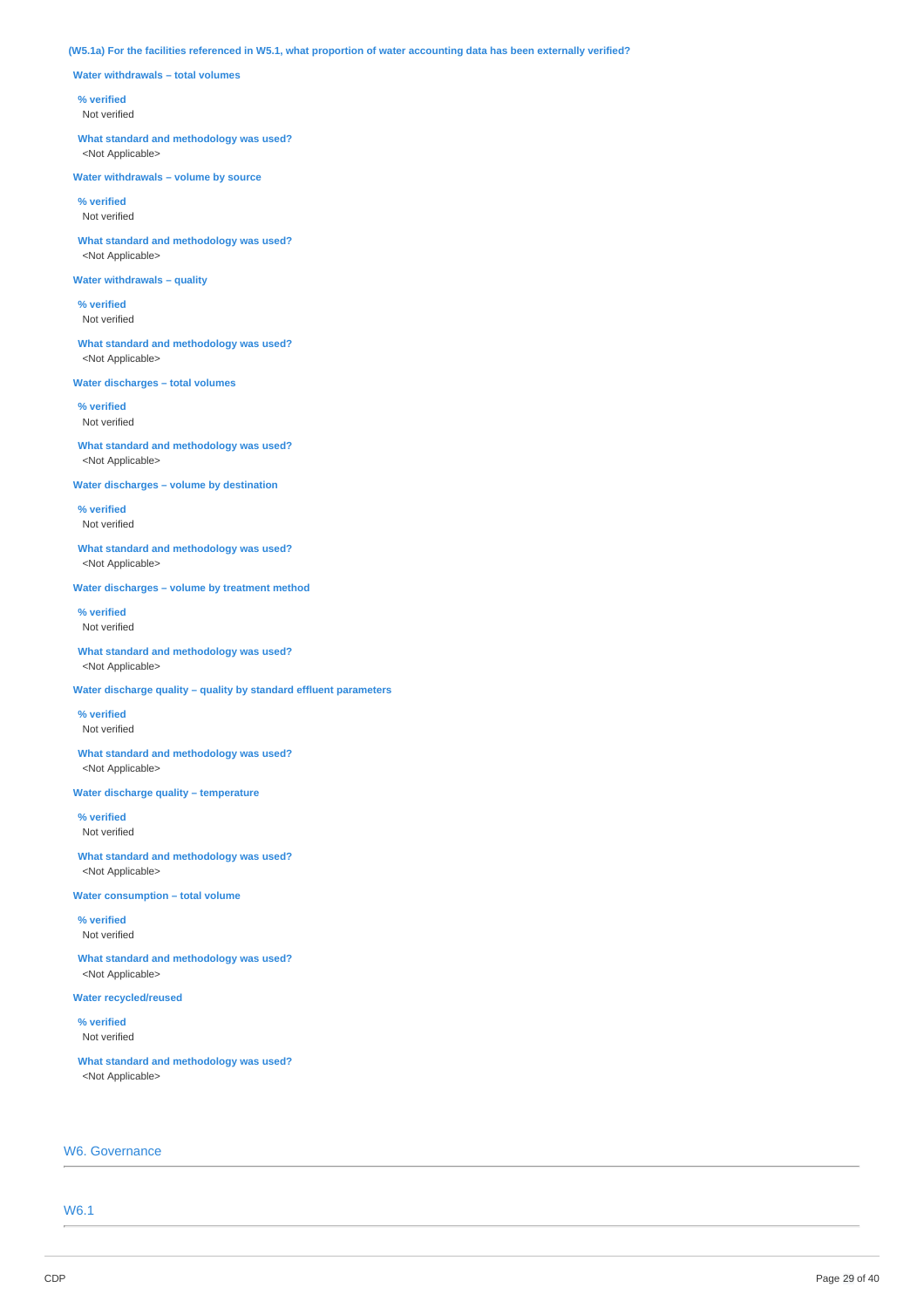**(W5.1a) For the facilities referenced in W5.1, what proportion of water accounting data has been externally verified?**

**Water withdrawals – total volumes**

**% verified**
Not verified

**What standard and methodology was used?**
<Not Applicable>

**Water withdrawals – volume by source**

**% verified**
Not verified

**What standard and methodology was used?**
<Not Applicable>

**Water withdrawals – quality**

**% verified**
Not verified

**What standard and methodology was used?**
<Not Applicable>

**Water discharges – total volumes**

**% verified**
Not verified

**What standard and methodology was used?**
<Not Applicable>

**Water discharges – volume by destination**

**% verified**
Not verified

**What standard and methodology was used?**
<Not Applicable>

**Water discharges – volume by treatment method**

**% verified**
Not verified

**What standard and methodology was used?**
<Not Applicable>

**Water discharge quality – quality by standard effluent parameters**

**% verified**
Not verified

**What standard and methodology was used?**
<Not Applicable>

**Water discharge quality – temperature**

**% verified**
Not verified

**What standard and methodology was used?**
<Not Applicable>

**Water consumption – total volume**

**% verified**
Not verified

**What standard and methodology was used?**
<Not Applicable>

**Water recycled/reused**

**% verified**
Not verified

**What standard and methodology was used?**
<Not Applicable>

## W6. Governance

### W6.1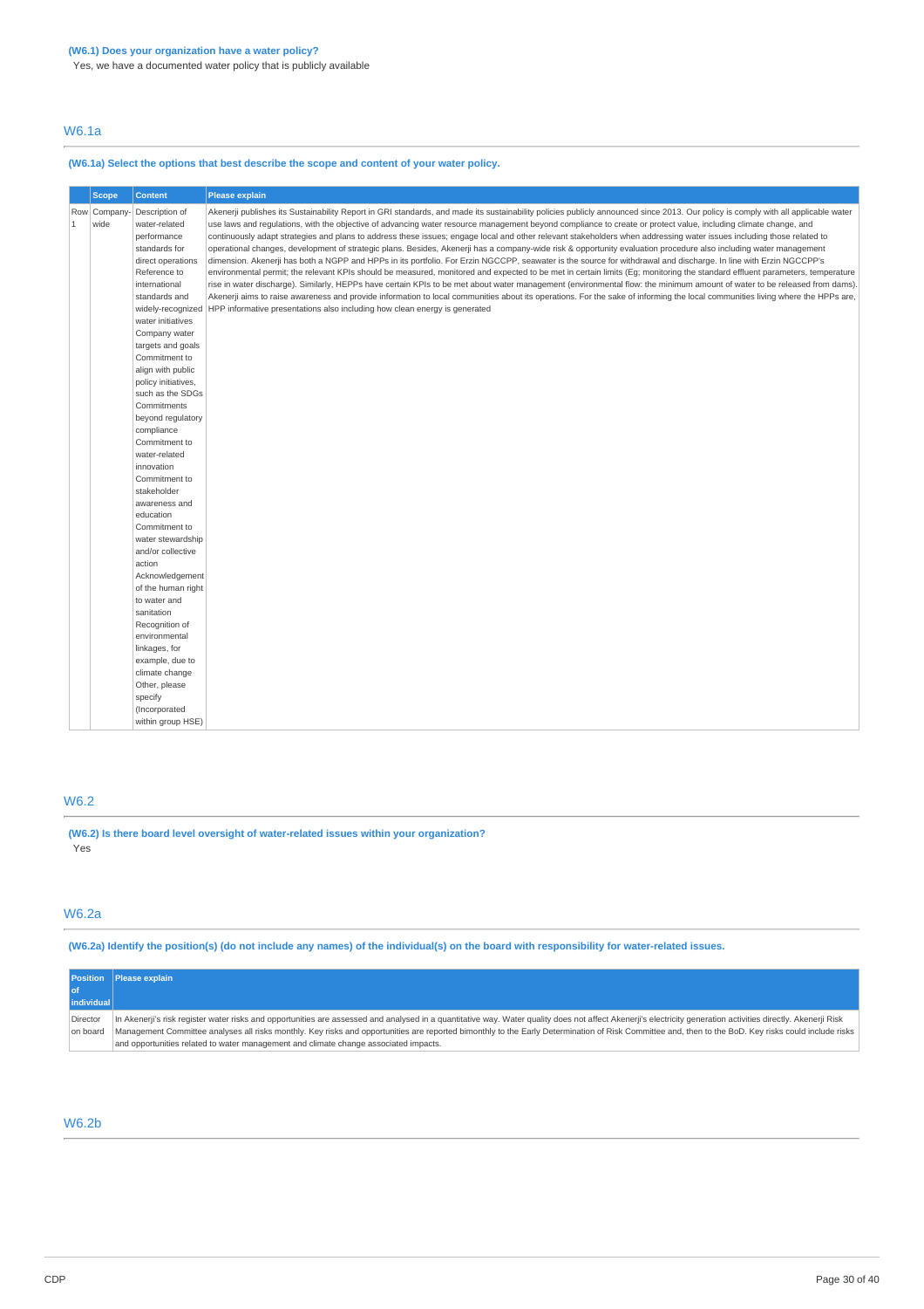**(W6.1) Does your organization have a water policy?**

Yes, we have a documented water policy that is publicly available

## W6.1a

**(W6.1a) Select the options that best describe the scope and content of your water policy.**

| | Scope | Content | Please explain |
|---|---|---|---|
| Row 1 | Company-wide | Description of water-related performance standards for direct operations<br>Reference to international standards and widely-recognized water initiatives<br>Company water targets and goals<br>Commitment to align with public policy initiatives, such as the SDGs<br>Commitments beyond regulatory compliance<br>Commitment to water-related innovation<br>Commitment to stakeholder awareness and education<br>Commitment to water stewardship and/or collective action<br>Acknowledgement of the human right to water and sanitation<br>Recognition of environmental linkages, for example, due to climate change<br>Other, please specify (Incorporated within group HSE) | Akenerji publishes its Sustainability Report in GRI standards, and made its sustainability policies publicly announced since 2013. Our policy is comply with all applicable water use laws and regulations, with the objective of advancing water resource management beyond compliance to create or protect value, including climate change, and continuously adapt strategies and plans to address these issues; engage local and other relevant stakeholders when addressing water issues including those related to operational changes, development of strategic plans. Besides, Akenerji has a company-wide risk & opportunity evaluation procedure also including water management dimension. Akenerji has both a NGPP and HPPs in its portfolio. For Erzin NGCCPP, seawater is the source for withdrawal and discharge. In line with Erzin NGCCPP's environmental permit; the relevant KPIs should be measured, monitored and expected to be met in certain limits (Eg; monitoring the standard effluent parameters, temperature rise in water discharge). Similarly, HEPPs have certain KPIs to be met about water management (environmental flow: the minimum amount of water to be released from dams). Akenerji aims to raise awareness and provide information to local communities about its operations. For the sake of informing the local communities living where the HPPs are, HPP informative presentations also including how clean energy is generated |

## W6.2

**(W6.2) Is there board level oversight of water-related issues within your organization?**

Yes

## W6.2a

**(W6.2a) Identify the position(s) (do not include any names) of the individual(s) on the board with responsibility for water-related issues.**

| Position of individual | Please explain |
|---|---|
| Director on board | In Akenerji's risk register water risks and opportunities are assessed and analysed in a quantitative way. Water quality does not affect Akenerji's electricity generation activities directly. Akenerji Risk Management Committee analyses all risks monthly. Key risks and opportunities are reported bimonthly to the Early Determination of Risk Committee and, then to the BoD. Key risks could include risks and opportunities related to water management and climate change associated impacts. |

## W6.2b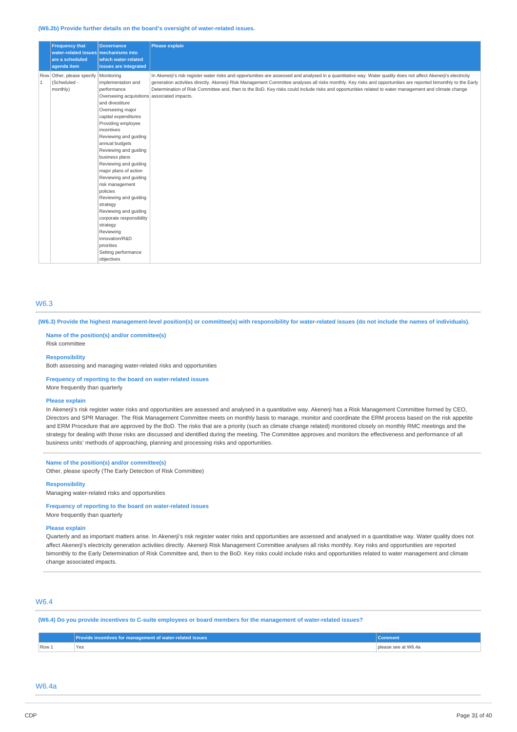(W6.2b) Provide further details on the board's oversight of water-related issues.

| | Frequency that water-related issues are a scheduled agenda item | Governance mechanisms into which water-related issues are integrated | Please explain |
|---|---|---|---|
| Row 1 | Other, please specify (Scheduled - monthly) | Monitoring implementation and performance<br>Overseeing acquisitions and divestiture<br>Overseeing major capital expenditures<br>Providing employee incentives<br>Reviewing and guiding annual budgets<br>Reviewing and guiding business plans<br>Reviewing and guiding major plans of action<br>Reviewing and guiding risk management policies<br>Reviewing and guiding strategy<br>Reviewing and guiding corporate responsibility strategy<br>Reviewing innovation/R&D priorities<br>Setting performance objectives | In Akenerji's risk register water risks and opportunities are assessed and analysed in a quantitative way. Water quality does not affect Akenerji's electricity generation activities directly. Akenerji Risk Management Committee analyses all risks monthly. Key risks and opportunities are reported bimonthly to the Early Determination of Risk Committee and, then to the BoD. Key risks could include risks and opportunities related to water management and climate change associated impacts. |

## W6.3

**(W6.3) Provide the highest management-level position(s) or committee(s) with responsibility for water-related issues (do not include the names of individuals).**

**Name of the position(s) and/or committee(s)**
Risk committee

**Responsibility**
Both assessing and managing water-related risks and opportunities

**Frequency of reporting to the board on water-related issues**
More frequently than quarterly

**Please explain**
In Akenerji's risk register water risks and opportunities are assessed and analysed in a quantitative way. Akenerji has a Risk Management Committee formed by CEO, Directors and SPR Manager. The Risk Management Committee meets on monthly basis to manage, monitor and coordinate the ERM process based on the risk appetite and ERM Procedure that are approved by the BoD. The risks that are a priority (such as climate change related) monitored closely on monthly RMC meetings and the strategy for dealing with those risks are discussed and identified during the meeting. The Committee approves and monitors the effectiveness and performance of all business units' methods of approaching, planning and processing risks and opportunities.

**Name of the position(s) and/or committee(s)**
Other, please specify (The Early Detection of Risk Committee)

**Responsibility**
Managing water-related risks and opportunities

**Frequency of reporting to the board on water-related issues**
More frequently than quarterly

**Please explain**
Quarterly and as important matters arise. In Akenerji's risk register water risks and opportunities are assessed and analysed in a quantitative way. Water quality does not affect Akenerji's electricity generation activities directly. Akenerji Risk Management Committee analyses all risks monthly. Key risks and opportunities are reported bimonthly to the Early Determination of Risk Committee and, then to the BoD. Key risks could include risks and opportunities related to water management and climate change associated impacts.

## W6.4

**(W6.4) Do you provide incentives to C-suite employees or board members for the management of water-related issues?**

| | Provide incentives for management of water-related issues | Comment |
|---|---|---|
| Row 1 | Yes | please see at W6.4a |

## W6.4a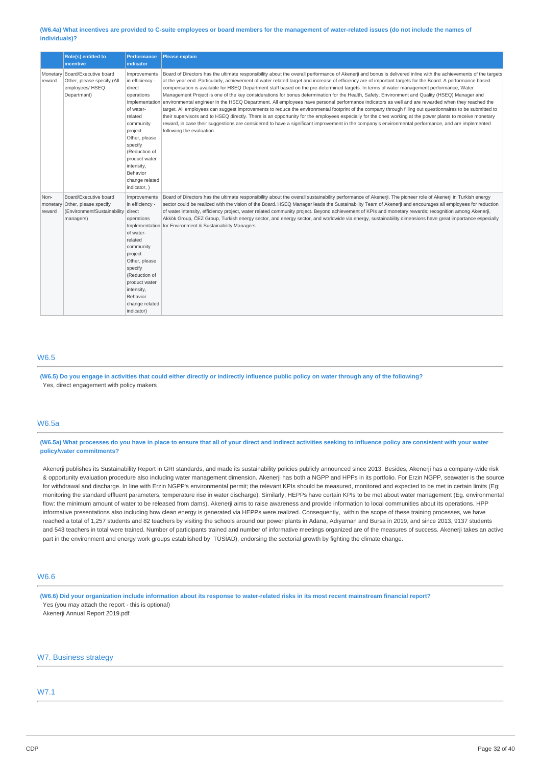(W6.4a) What incentives are provided to C-suite employees or board members for the management of water-related issues (do not include the names of individuals)?

| | Role(s) entitled to incentive | Performance indicator | Please explain |
|---|---|---|---|
| Monetary reward | Board/Executive board Other, please specify (All employees/ HSEQ Departmant) | Improvements in efficiency - direct operations Implementation of water-related community project Other, please specify (Reduction of product water intensity, Behavior change related indicator, ) | Board of Directors has the ultimate responsibility about the overall performance of Akenerji and bonus is delivered inline with the achievements of the targets at the year end. Particularly, achievement of water related target and increase of efficiency are of important targets for the Board. A performance based compensation is available for HSEQ Department staff based on the pre-determined targets. In terms of water management performance, Water Management Project is one of the key considerations for bonus determination for the Health, Safety, Environment and Quality (HSEQ) Manager and environmental engineer in the HSEQ Department. All employees have personal performance indicators as well and are rewarded when they reached the target. All employees can suggest improvements to reduce the environmental footprint of the company through filling out questionnaires to be submitted to their supervisors and to HSEQ directly. There is an opportunity for the employees especially for the ones working at the power plants to receive monetary reward, in case their suggestions are considered to have a significant improvement in the company's environmental performance, and are implemented following the evaluation. |
| Non-monetary reward | Board/Executive board Other, please specify (Environment/Sustainability managers) | Improvements in efficiency - direct operations Implementation of water-related community project Other, please specify (Reduction of product water intensity, Behavior change related indicator) | Board of Directors has the ultimate responsibility about the overall sustainability performance of Akenerji. The pioneer role of Akenerji in Turkish energy sector could be realized with the vision of the Board. HSEQ Manager leads the Sustainability Team of Akenerji and encourages all employees for reduction of water intensity, efficiency project, water related community project. Beyond achievement of KPIs and monetary rewards; recognition among Akenerji, Akkök Group, ČEZ Group, Turkish energy sector, and energy sector, and worldwide via energy, sustainability dimensions have great importance especially for Environment & Sustainability Managers. |

## W6.5

**(W6.5) Do you engage in activities that could either directly or indirectly influence public policy on water through any of the following?**

Yes, direct engagement with policy makers

## W6.5a

**(W6.5a) What processes do you have in place to ensure that all of your direct and indirect activities seeking to influence policy are consistent with your water policy/water commitments?**

Akenerji publishes its Sustainability Report in GRI standards, and made its sustainability policies publicly announced since 2013. Besides, Akenerji has a company-wide risk & opportunity evaluation procedure also including water management dimension. Akenerji has both a NGPP and HPPs in its portfolio. For Erzin NGPP, seawater is the source for withdrawal and discharge. In line with Erzin NGPP's environmental permit; the relevant KPIs should be measured, monitored and expected to be met in certain limits (Eg; monitoring the standard effluent parameters, temperature rise in water discharge). Similarly, HEPPs have certain KPIs to be met about water management (Eg. environmental flow: the minimum amount of water to be released from dams). Akenerji aims to raise awareness and provide information to local communities about its operations. HPP informative presentations also including how clean energy is generated via HEPPs were realized. Consequently, within the scope of these training processes, we have reached a total of 1,257 students and 82 teachers by visiting the schools around our power plants in Adana, Adıyaman and Bursa in 2019, and since 2013, 9137 students and 543 teachers in total were trained. Number of participants trained and number of informative meetings organized are of the measures of success. Akenerji takes an active part in the environment and energy work groups established by TÜSİAD), endorsing the sectorial growth by fighting the climate change.

## W6.6

**(W6.6) Did your organization include information about its response to water-related risks in its most recent mainstream financial report?**

Yes (you may attach the report - this is optional)

Akenerji Annual Report 2019.pdf

# W7. Business strategy

## W7.1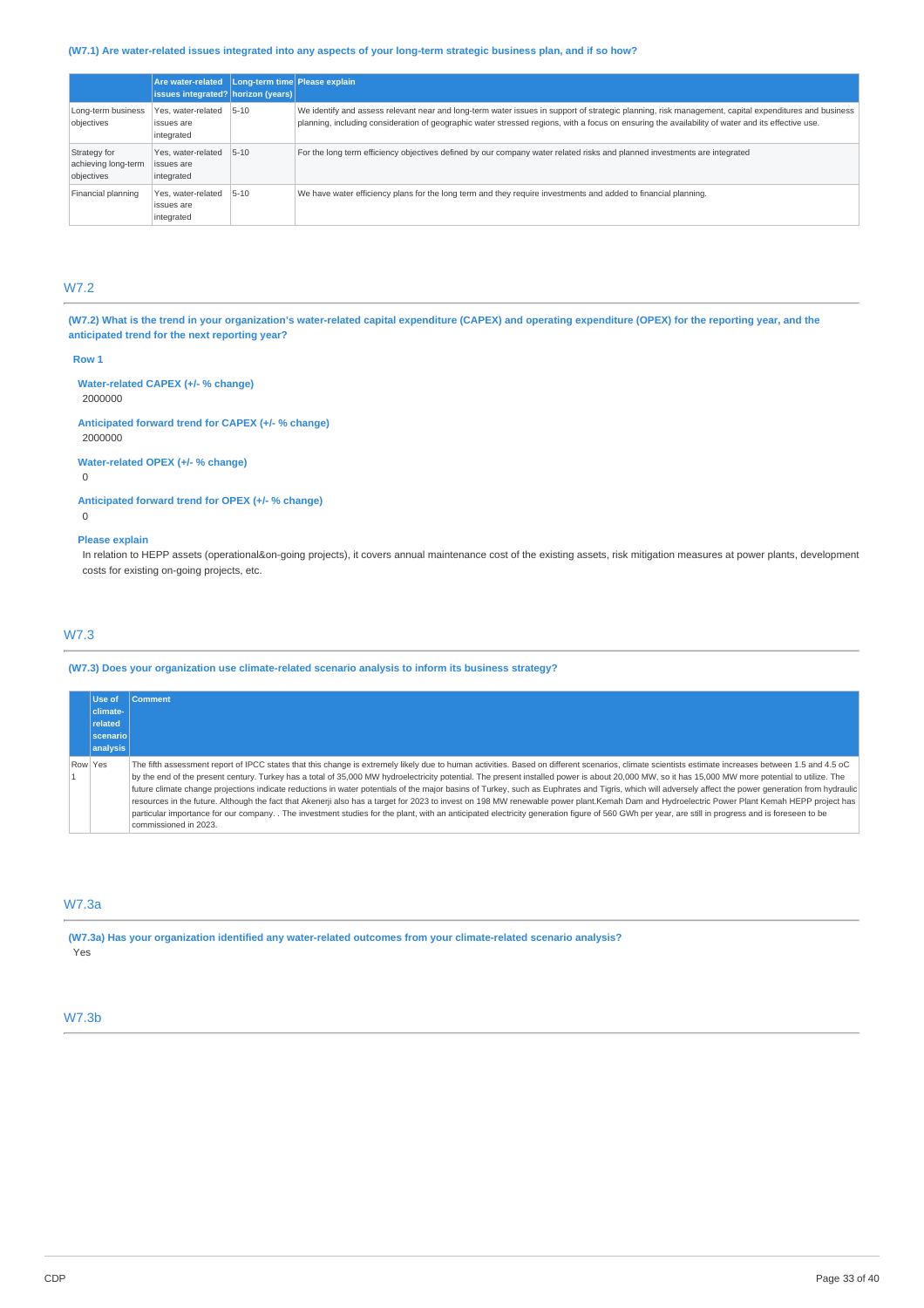**(W7.1) Are water-related issues integrated into any aspects of your long-term strategic business plan, and if so how?**

| | Are water-related issues integrated? | Long-term time horizon (years) | Please explain |
|---|---|---|---|
| Long-term business objectives | Yes, water-related issues are integrated | 5-10 | We identify and assess relevant near and long-term water issues in support of strategic planning, risk management, capital expenditures and business planning, including consideration of geographic water stressed regions, with a focus on ensuring the availability of water and its effective use. |
| Strategy for achieving long-term objectives | Yes, water-related issues are integrated | 5-10 | For the long term efficiency objectives defined by our company water related risks and planned investments are integrated |
| Financial planning | Yes, water-related issues are integrated | 5-10 | We have water efficiency plans for the long term and they require investments and added to financial planning. |

## W7.2

**(W7.2) What is the trend in your organization's water-related capital expenditure (CAPEX) and operating expenditure (OPEX) for the reporting year, and the anticipated trend for the next reporting year?**

**Row 1**

**Water-related CAPEX (+/- % change)**
2000000

**Anticipated forward trend for CAPEX (+/- % change)**
2000000

**Water-related OPEX (+/- % change)**
0

**Anticipated forward trend for OPEX (+/- % change)**
0

**Please explain**
In relation to HEPP assets (operational&on-going projects), it covers annual maintenance cost of the existing assets, risk mitigation measures at power plants, development costs for existing on-going projects, etc.

## W7.3

**(W7.3) Does your organization use climate-related scenario analysis to inform its business strategy?**

| | Use of climate-related scenario analysis | Comment |
|---|---|---|
| Row 1 | Yes | The fifth assessment report of IPCC states that this change is extremely likely due to human activities. Based on different scenarios, climate scientists estimate increases between 1.5 and 4.5 oC by the end of the present century. Turkey has a total of 35,000 MW hydroelectricity potential. The present installed power is about 20,000 MW, so it has 15,000 MW more potential to utilize. The future climate change projections indicate reductions in water potentials of the major basins of Turkey, such as Euphrates and Tigris, which will adversely affect the power generation from hydraulic resources in the future. Although the fact that Akenerji also has a target for 2023 to invest on 198 MW renewable power plant.Kemah Dam and Hydroelectric Power Plant Kemah HEPP project has particular importance for our company. . The investment studies for the plant, with an anticipated electricity generation figure of 560 GWh per year, are still in progress and is foreseen to be commissioned in 2023. |

## W7.3a

**(W7.3a) Has your organization identified any water-related outcomes from your climate-related scenario analysis?**
Yes

## W7.3b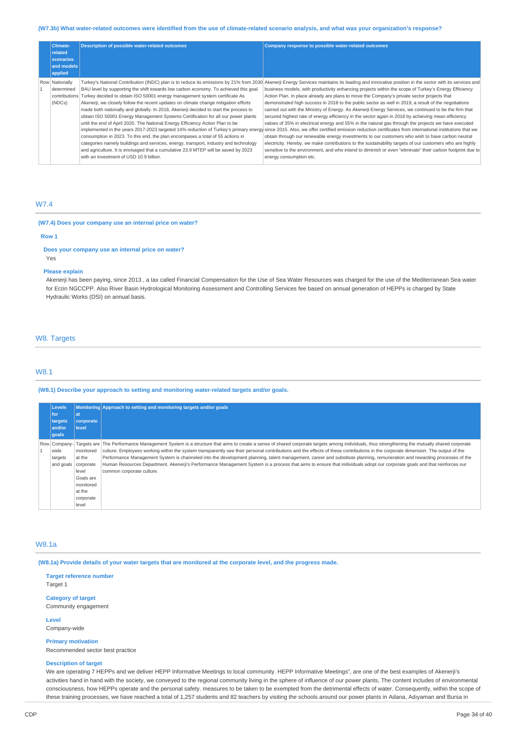**(W7.3b) What water-related outcomes were identified from the use of climate-related scenario analysis, and what was your organization's response?**

| | Climate-related scenarios and models applied | Description of possible water-related outcomes | Company response to possible water-related outcomes |
|---|---|---|---|
| Row 1 | Nationally determined contributions (NDCs) | Turkey's National Contribution (INDC) plan is to reduce its emissions by 21% from 2030 BAU level by supporting the shift towards low carbon economy. To achieved this goal Turkey decided to obtain ISO 50001 energy management system certificate As Akenerji, we closely follow the recent updates on climate change mitigation efforts made both nationally and globally. In 2018, Akenerji decided to start the process to obtain ISO 50001 Energy Management Systems Certification for all our power plants until the end of April 2020. The National Energy Efficiency Action Plan to be implemented in the years 2017-2023 targeted 14% reduction of Turkey's primary energy consumption in 2023. To this end, the plan encompases a total of 55 actions in categories namely buildings and services, energy, transport, industry and technology and agriculture. It is envisaged that a cumulative 23.9 MTEP will be saved by 2023 with an investment of USD 10.9 billion. | Akenerji Energy Services maintains its leading and innovative position in the sector with its services and business models, with productivity enhancing projects within the scope of Turkey's Energy Efficiency Action Plan. In place already are plans to move the Company's private sector projects that demonstrated high success in 2018 to the public sector as well in 2019, a result of the negotiations carried out with the Ministry of Energy. As Akenerji Energy Services, we continued to be the firm that secured highest rate of energy efficiency in the sector again in 2018 by achieving mean efficiency values of 35% in electrical energy and 55% in the natural gas through the projects we have executed since 2015. Also, we offer certified emission reduction certificates from international institutions that we obtain through our renewable energy investments to our customers who wish to have carbon neutral electricity. Hereby, we make contributions to the sustainability targets of our customers who are highly sensitive to the environment, and who intend to diminish or even "eliminate" their carbon footprint due to energy consumption etc. |

## W7.4

**(W7.4) Does your company use an internal price on water?**

**Row 1**

**Does your company use an internal price on water?**

Yes

**Please explain**

Akenerji has been paying, since 2013 , a tax called Financial Compensation for the Use of Sea Water Resources was charged for the use of the Mediterranean Sea water for Erzin NGCCPP. Also River Basin Hydrological Monitoring Assessment and Controlling Services fee based on annual generation of HEPPs is charged by State Hydraulic Works (DSI) on annual basis.

# W8. Targets

## W8.1

**(W8.1) Describe your approach to setting and monitoring water-related targets and/or goals.**

| | Levels for targets and/or goals | Monitoring at corporate level | Approach to setting and monitoring targets and/or goals |
|---|---|---|---|
| Row 1 | Company-wide targets and goals | Targets are monitored at the corporate level Goals are monitored at the corporate level | The Performance Management System is a structure that aims to create a sense of shared corporate targets among individuals, thus strengthening the mutually shared corporate culture. Employees working within the system transparently see their personal contributions and the effects of these contributions in the corporate dimension. The output of the Performance Management System is channeled into the development planning, talent management, career and substitute planning, remuneration and rewarding processes of the Human Resources Department. Akenerji's Performance Management System is a process that aims to ensure that individuals adopt our corporate goals and that reinforces our common corporate culture. |

## W8.1a

**(W8.1a) Provide details of your water targets that are monitored at the corporate level, and the progress made.**

**Target reference number**

Target 1

**Category of target**

Community engagement

**Level**

Company-wide

**Primary motivation**

Recommended sector best practice

**Description of target**

We are operating 7 HEPPs and we deliver HEPP Informative Meetings to local community. HEPP Informative Meetings", are one of the best examples of Akenerji's activities hand in hand with the society, we conveyed to the regional community living in the sphere of influence of our power plants, The content includes of environmental consciousness, how HEPPs operate and the personal safety. measures to be taken to be exempted from the detrimental effects of water. Consequently, within the scope of these training processes, we have reached a total of 1,257 students and 82 teachers by visiting the schools around our power plants in Adana, Adıyaman and Bursa in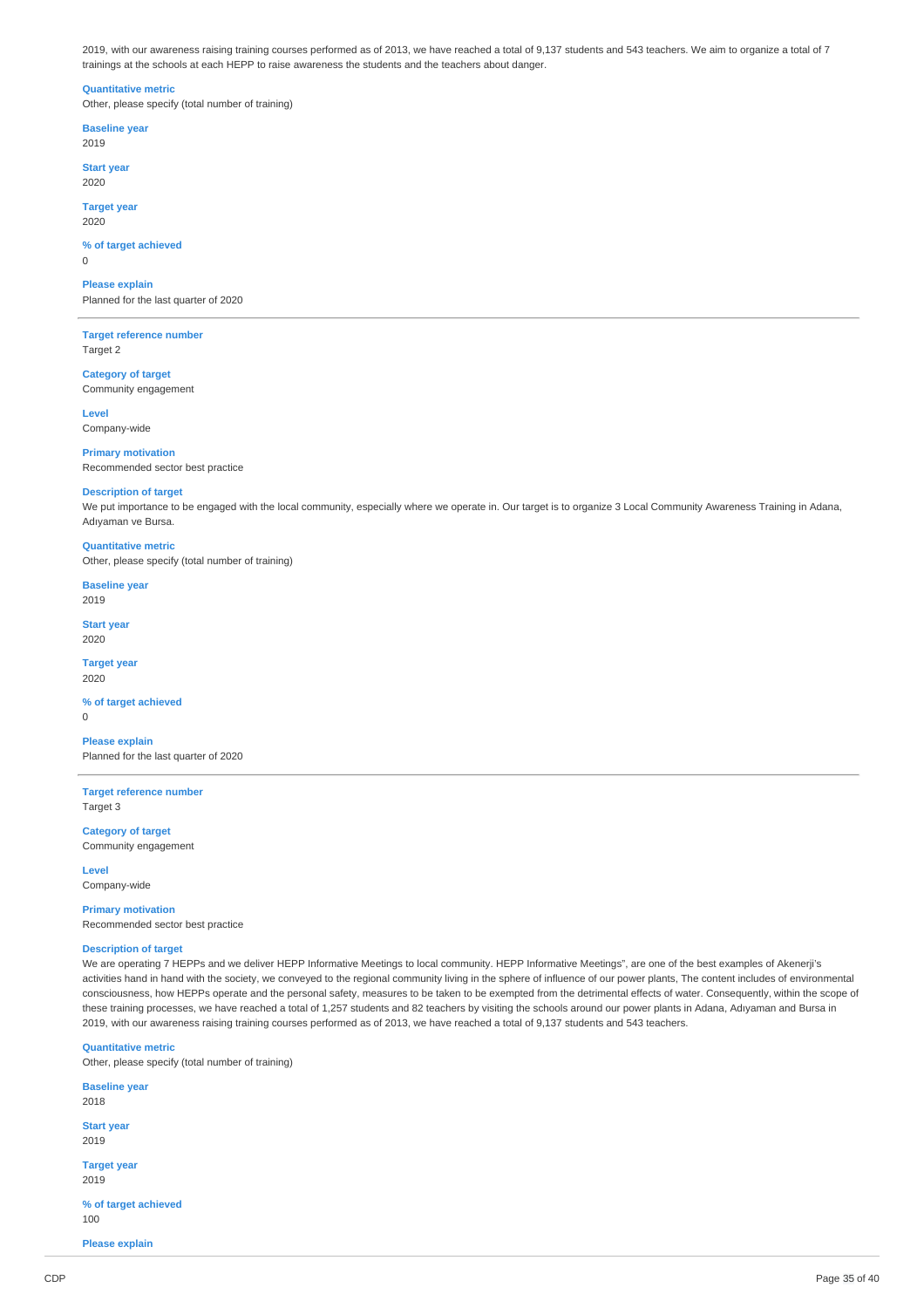2019, with our awareness raising training courses performed as of 2013, we have reached a total of 9,137 students and 543 teachers. We aim to organize a total of 7 trainings at the schools at each HEPP to raise awareness the students and the teachers about danger.

**Quantitative metric**
Other, please specify (total number of training)

**Baseline year**
2019

**Start year**
2020

**Target year**
2020

**% of target achieved**
0

**Please explain**
Planned for the last quarter of 2020

---

**Target reference number**
Target 2

**Category of target**
Community engagement

**Level**
Company-wide

**Primary motivation**
Recommended sector best practice

**Description of target**
We put importance to be engaged with the local community, especially where we operate in. Our target is to organize 3 Local Community Awareness Training in Adana, Adıyaman ve Bursa.

**Quantitative metric**
Other, please specify (total number of training)

**Baseline year**
2019

**Start year**
2020

**Target year**
2020

**% of target achieved**
0

**Please explain**
Planned for the last quarter of 2020

---

**Target reference number**
Target 3

**Category of target**
Community engagement

**Level**
Company-wide

**Primary motivation**
Recommended sector best practice

**Description of target**
We are operating 7 HEPPs and we deliver HEPP Informative Meetings to local community. HEPP Informative Meetings", are one of the best examples of Akenerji's activities hand in hand with the society, we conveyed to the regional community living in the sphere of influence of our power plants, The content includes of environmental consciousness, how HEPPs operate and the personal safety, measures to be taken to be exempted from the detrimental effects of water. Consequently, within the scope of these training processes, we have reached a total of 1,257 students and 82 teachers by visiting the schools around our power plants in Adana, Adıyaman and Bursa in 2019, with our awareness raising training courses performed as of 2013, we have reached a total of 9,137 students and 543 teachers.

**Quantitative metric**
Other, please specify (total number of training)

**Baseline year**
2018

**Start year**
2019

**Target year**
2019

**% of target achieved**
100

**Please explain**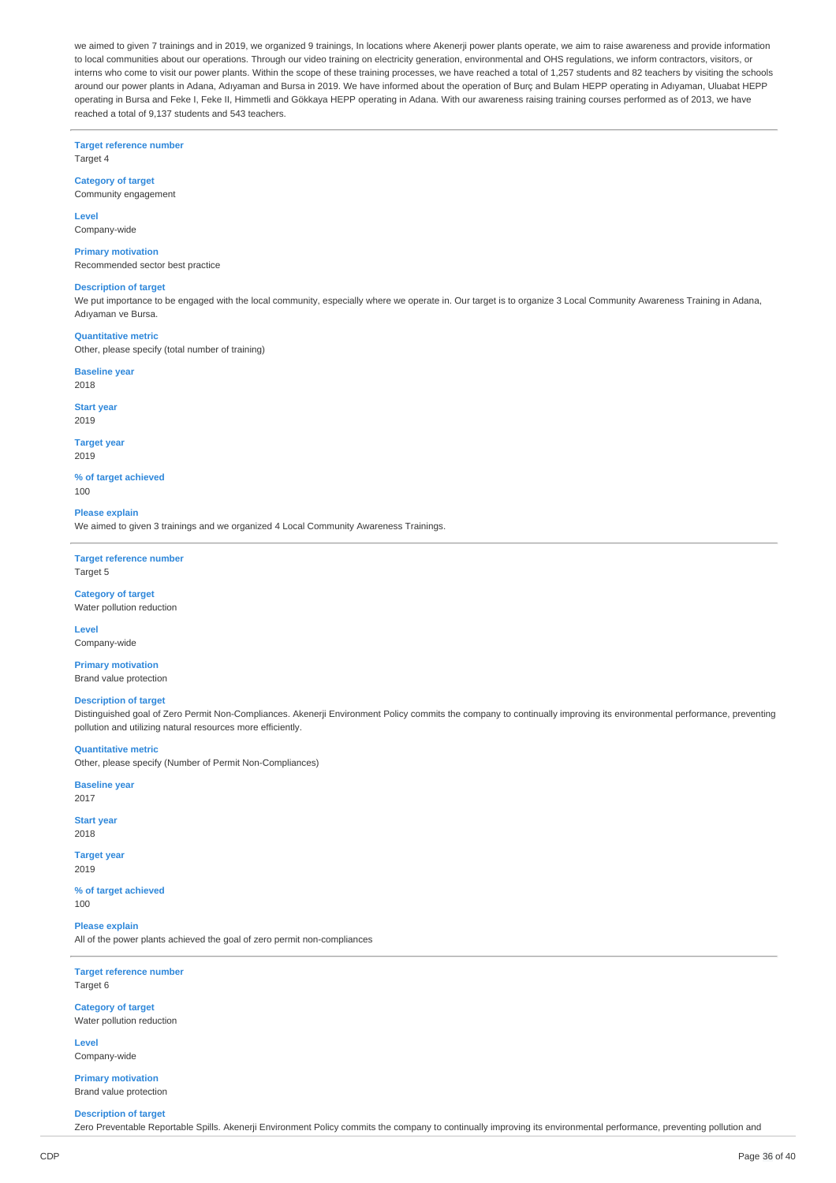we aimed to given 7 trainings and in 2019, we organized 9 trainings, In locations where Akenerji power plants operate, we aim to raise awareness and provide information to local communities about our operations. Through our video training on electricity generation, environmental and OHS regulations, we inform contractors, visitors, or interns who come to visit our power plants. Within the scope of these training processes, we have reached a total of 1,257 students and 82 teachers by visiting the schools around our power plants in Adana, Adıyaman and Bursa in 2019. We have informed about the operation of Burç and Bulam HEPP operating in Adıyaman, Uluabat HEPP operating in Bursa and Feke I, Feke II, Himmetli and Gökkaya HEPP operating in Adana. With our awareness raising training courses performed as of 2013, we have reached a total of 9,137 students and 543 teachers.

---

**Target reference number**
Target 4

**Category of target**
Community engagement

**Level**
Company-wide

**Primary motivation**
Recommended sector best practice

**Description of target**
We put importance to be engaged with the local community, especially where we operate in. Our target is to organize 3 Local Community Awareness Training in Adana, Adıyaman ve Bursa.

**Quantitative metric**
Other, please specify (total number of training)

**Baseline year**
2018

**Start year**
2019

**Target year**
2019

**% of target achieved**
100

**Please explain**
We aimed to given 3 trainings and we organized 4 Local Community Awareness Trainings.

---

**Target reference number**
Target 5

**Category of target**
Water pollution reduction

**Level**
Company-wide

**Primary motivation**
Brand value protection

**Description of target**
Distinguished goal of Zero Permit Non-Compliances. Akenerji Environment Policy commits the company to continually improving its environmental performance, preventing pollution and utilizing natural resources more efficiently.

**Quantitative metric**
Other, please specify (Number of Permit Non-Compliances)

**Baseline year**
2017

**Start year**
2018

**Target year**
2019

**% of target achieved**
100

**Please explain**
All of the power plants achieved the goal of zero permit non-compliances

---

**Target reference number**
Target 6

**Category of target**
Water pollution reduction

**Level**
Company-wide

**Primary motivation**
Brand value protection

**Description of target**
Zero Preventable Reportable Spills. Akenerji Environment Policy commits the company to continually improving its environmental performance, preventing pollution and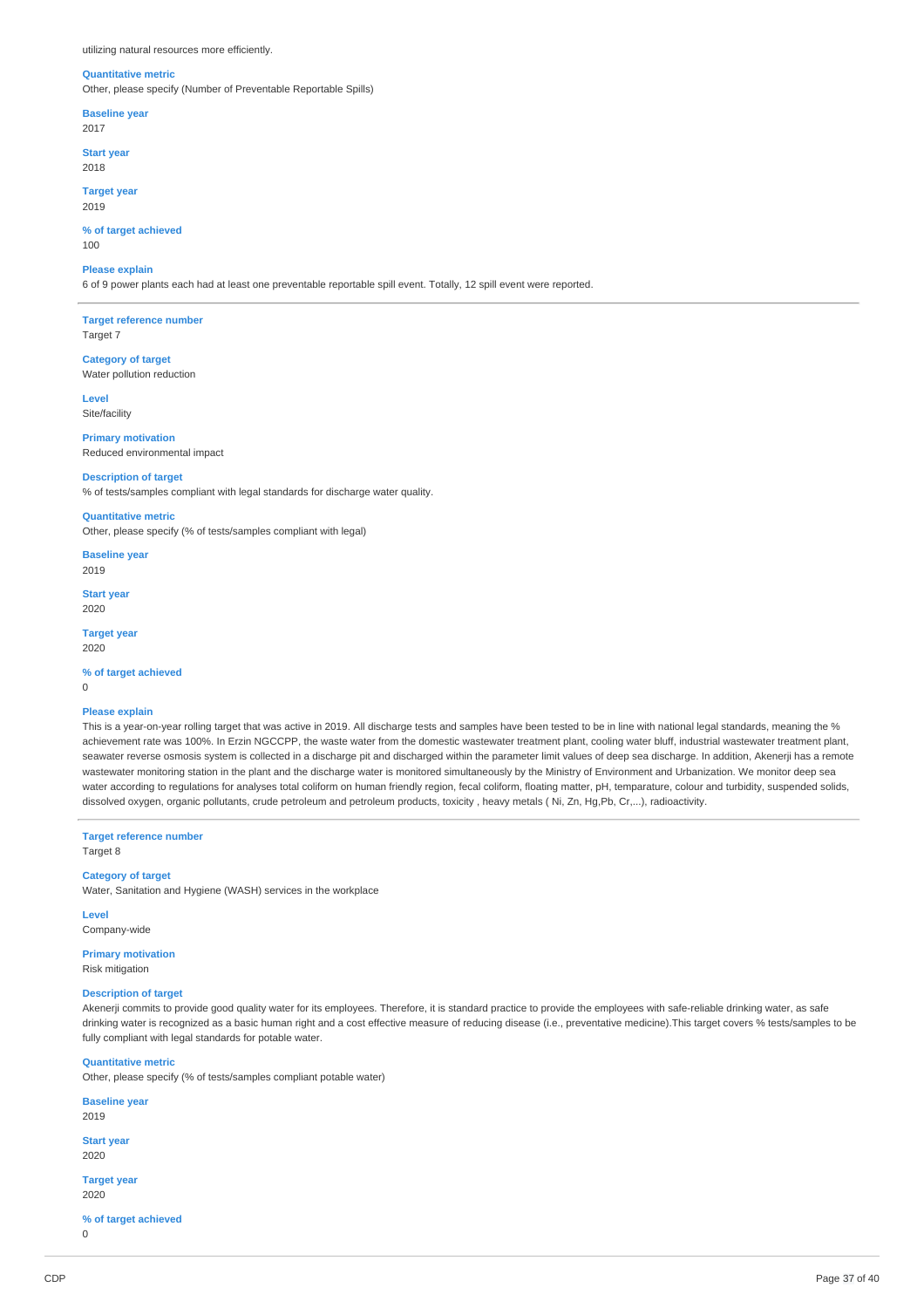utilizing natural resources more efficiently.

**Quantitative metric**
Other, please specify (Number of Preventable Reportable Spills)

**Baseline year**
2017

**Start year**
2018

**Target year**
2019

**% of target achieved**
100

**Please explain**
6 of 9 power plants each had at least one preventable reportable spill event. Totally, 12 spill event were reported.

---

**Target reference number**
Target 7

**Category of target**
Water pollution reduction

**Level**
Site/facility

**Primary motivation**
Reduced environmental impact

**Description of target**
% of tests/samples compliant with legal standards for discharge water quality.

**Quantitative metric**
Other, please specify (% of tests/samples compliant with legal)

**Baseline year**
2019

**Start year**
2020

**Target year**
2020

**% of target achieved**
0

**Please explain**
This is a year-on-year rolling target that was active in 2019. All discharge tests and samples have been tested to be in line with national legal standards, meaning the % achievement rate was 100%. In Erzin NGCCPP, the waste water from the domestic wastewater treatment plant, cooling water bluff, industrial wastewater treatment plant, seawater reverse osmosis system is collected in a discharge pit and discharged within the parameter limit values of deep sea discharge. In addition, Akenerji has a remote wastewater monitoring station in the plant and the discharge water is monitored simultaneously by the Ministry of Environment and Urbanization. We monitor deep sea water according to regulations for analyses total coliform on human friendly region, fecal coliform, floating matter, pH, temparature, colour and turbidity, suspended solids, dissolved oxygen, organic pollutants, crude petroleum and petroleum products, toxicity , heavy metals ( Ni, Zn, Hg,Pb, Cr,...), radioactivity.

---

**Target reference number**
Target 8

**Category of target**
Water, Sanitation and Hygiene (WASH) services in the workplace

**Level**
Company-wide

**Primary motivation**
Risk mitigation

**Description of target**
Akenerji commits to provide good quality water for its employees. Therefore, it is standard practice to provide the employees with safe-reliable drinking water, as safe drinking water is recognized as a basic human right and a cost effective measure of reducing disease (i.e., preventative medicine).This target covers % tests/samples to be fully compliant with legal standards for potable water.

**Quantitative metric**
Other, please specify (% of tests/samples compliant potable water)

**Baseline year**
2019

**Start year**
2020

**Target year**
2020

**% of target achieved**
0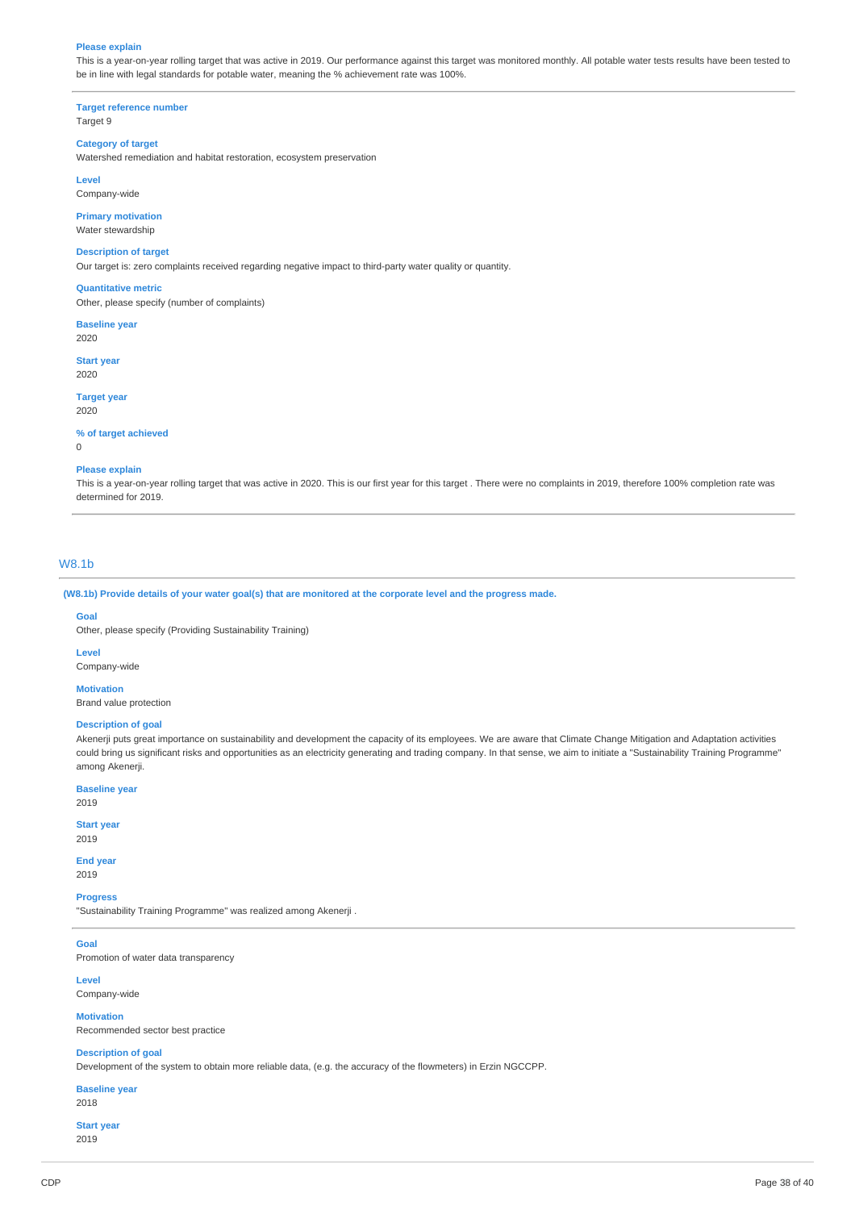**Please explain**
This is a year-on-year rolling target that was active in 2019. Our performance against this target was monitored monthly. All potable water tests results have been tested to be in line with legal standards for potable water, meaning the % achievement rate was 100%.

---

**Target reference number**
Target 9

**Category of target**
Watershed remediation and habitat restoration, ecosystem preservation

**Level**
Company-wide

**Primary motivation**
Water stewardship

**Description of target**
Our target is: zero complaints received regarding negative impact to third-party water quality or quantity.

**Quantitative metric**
Other, please specify (number of complaints)

**Baseline year**
2020

**Start year**
2020

**Target year**
2020

**% of target achieved**
0

**Please explain**
This is a year-on-year rolling target that was active in 2020. This is our first year for this target . There were no complaints in 2019, therefore 100% completion rate was determined for 2019.

---

## W8.1b

**(W8.1b) Provide details of your water goal(s) that are monitored at the corporate level and the progress made.**

**Goal**
Other, please specify (Providing Sustainability Training)

**Level**
Company-wide

**Motivation**
Brand value protection

**Description of goal**
Akenerji puts great importance on sustainability and development the capacity of its employees. We are aware that Climate Change Mitigation and Adaptation activities could bring us significant risks and opportunities as an electricity generating and trading company. In that sense, we aim to initiate a "Sustainability Training Programme" among Akenerji.

**Baseline year**
2019

**Start year**
2019

**End year**
2019

**Progress**
"Sustainability Training Programme" was realized among Akenerji .

---

**Goal**
Promotion of water data transparency

**Level**
Company-wide

**Motivation**
Recommended sector best practice

**Description of goal**
Development of the system to obtain more reliable data, (e.g. the accuracy of the flowmeters) in Erzin NGCCPP.

**Baseline year**
2018

**Start year**
2019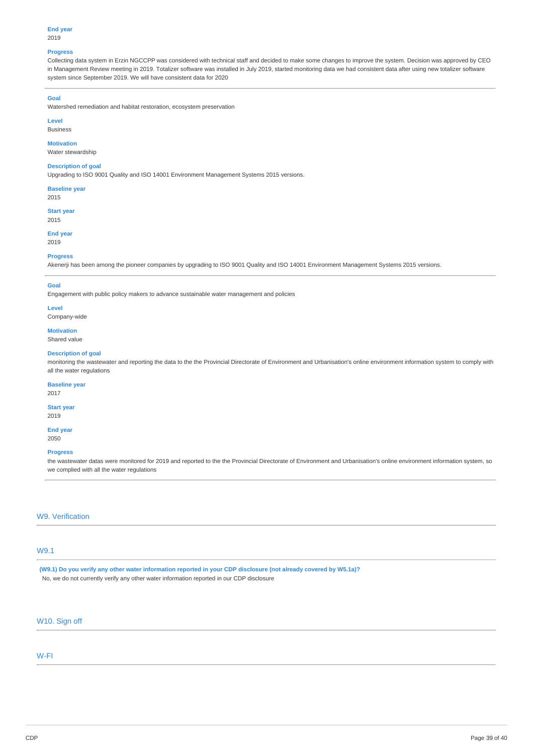**End year**
2019

**Progress**
Collecting data system in Erzin NGCCPP was considered with technical staff and decided to make some changes to improve the system. Decision was approved by CEO in Management Review meeting in 2019. Totalizer software was installed in July 2019, started monitoring data we had consistent data after using new totalizer software system since September 2019. We will have consistent data for 2020

---

**Goal**
Watershed remediation and habitat restoration, ecosystem preservation

**Level**
Business

**Motivation**
Water stewardship

**Description of goal**
Upgrading to ISO 9001 Quality and ISO 14001 Environment Management Systems 2015 versions.

**Baseline year**
2015

**Start year**
2015

**End year**
2019

**Progress**
Akenerji has been among the pioneer companies by upgrading to ISO 9001 Quality and ISO 14001 Environment Management Systems 2015 versions.

---

**Goal**
Engagement with public policy makers to advance sustainable water management and policies

**Level**
Company-wide

**Motivation**
Shared value

**Description of goal**
monitoring the wastewater and reporting the data to the the Provincial Directorate of Environment and Urbanisation's online environment information system to comply with all the water regulations

**Baseline year**
2017

**Start year**
2019

**End year**
2050

**Progress**
the wastewater datas were monitored for 2019 and reported to the the Provincial Directorate of Environment and Urbanisation's online environment information system, so we complied with all the water regulations

---

## W9. Verification

### W9.1

**(W9.1) Do you verify any other water information reported in your CDP disclosure (not already covered by W5.1a)?**
No, we do not currently verify any other water information reported in our CDP disclosure

## W10. Sign off

### W-FI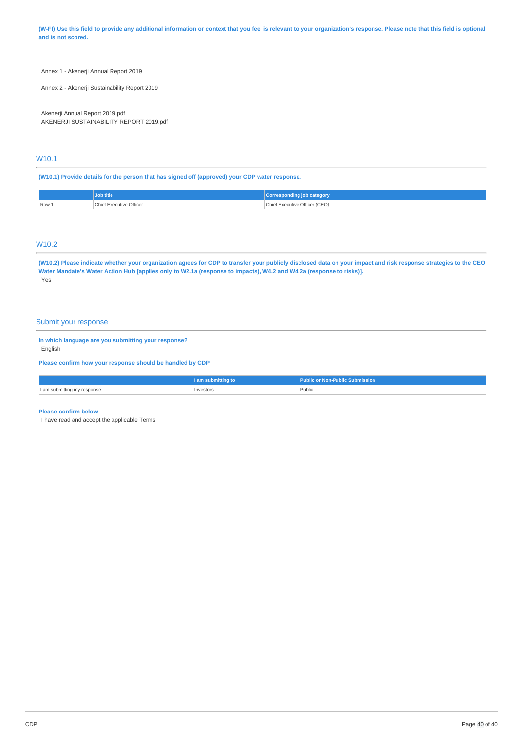**(W-FI) Use this field to provide any additional information or context that you feel is relevant to your organization's response. Please note that this field is optional and is not scored.**

Annex 1 - Akenerji Annual Report 2019

Annex 2 - Akenerji Sustainability Report 2019

Akenerji Annual Report 2019.pdf
AKENERJI SUSTAINABILITY REPORT 2019.pdf

## W10.1

**(W10.1) Provide details for the person that has signed off (approved) your CDP water response.**

| | Job title | Corresponding job category |
|---|---|---|
| Row 1 | Chief Executive Officer | Chief Executive Officer (CEO) |

## W10.2

**(W10.2) Please indicate whether your organization agrees for CDP to transfer your publicly disclosed data on your impact and risk response strategies to the CEO Water Mandate's Water Action Hub [applies only to W2.1a (response to impacts), W4.2 and W4.2a (response to risks)].**

Yes

## Submit your response

**In which language are you submitting your response?**

English

**Please confirm how your response should be handled by CDP**

| | I am submitting to | Public or Non-Public Submission |
|---|---|---|
| I am submitting my response | Investors | Public |

**Please confirm below**

I have read and accept the applicable Terms